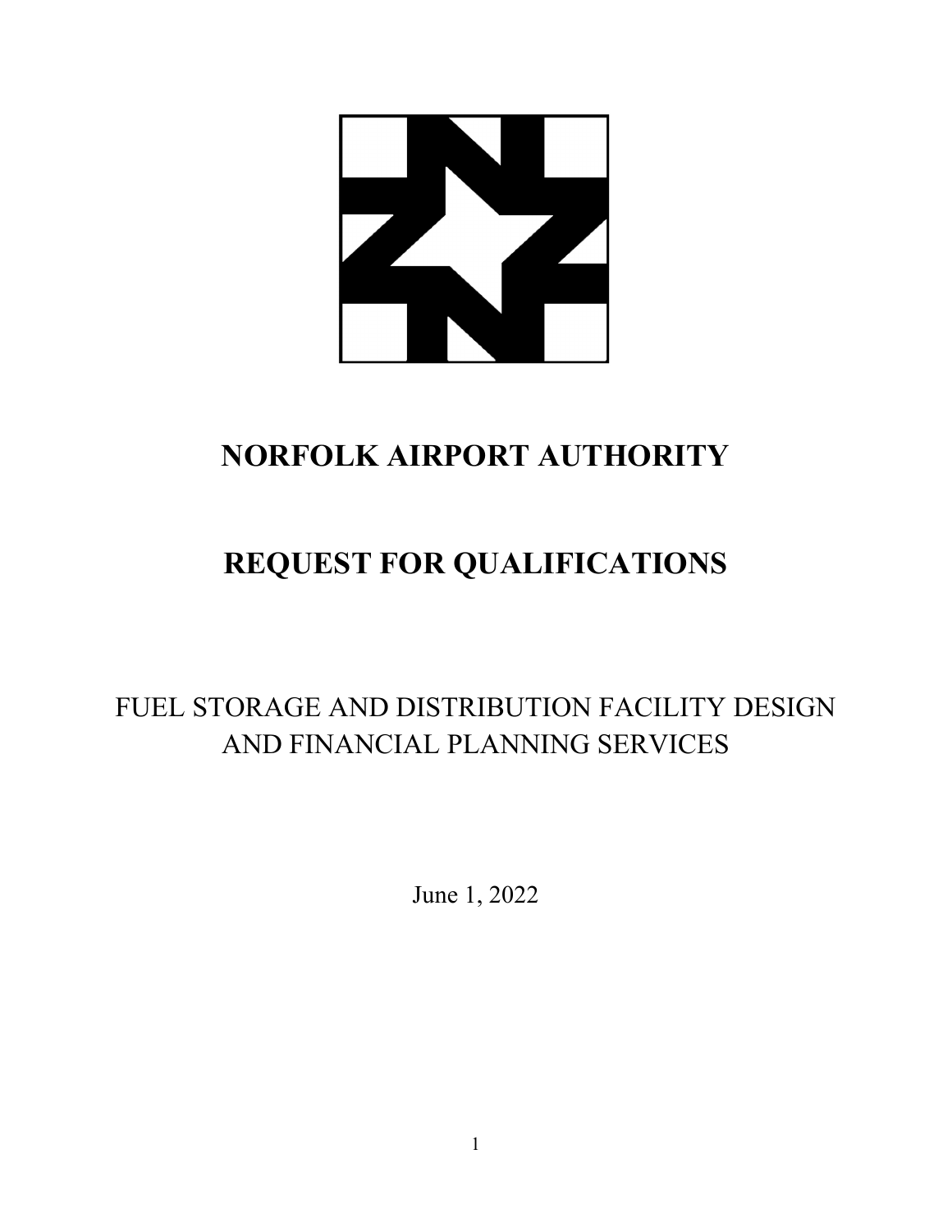# NORFOLK AIRPORT AUTHORITY

# REQUEST FOR QUALIFICATIONS

FUEL STORAGE AND DISTRIBUTION FACILITY DESIGN AND FINANCIAL PLANNING SERVICES

June 1, 2022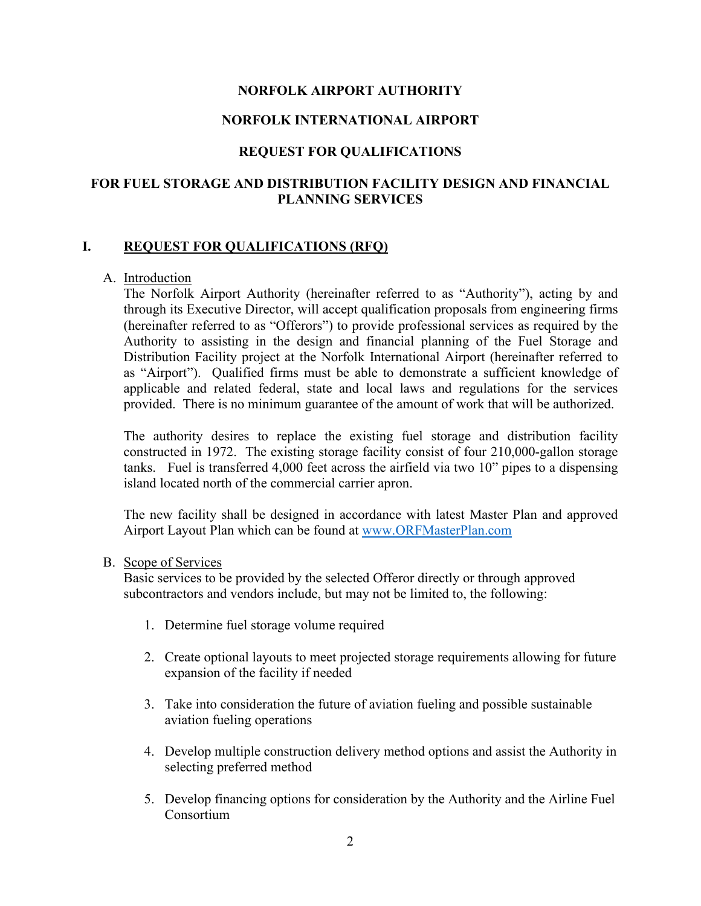# NORFOLK AIRPORT AUTHORITY

## NORFOLK INTERNATIONAL AIRPORT

## REQUEST FOR QUALIFICATIONS

## FOR FUEL STORAGE AND DISTRIBUTION FACILITY DESIGN AND FINANCIAL PLANNING SERVICES

## I. REQUEST FOR QUALIFICATIONS (RFQ)

### A. Introduction

The Norfolk Airport Authority (hereinafter referred to as "Authority"), acting by and through its Executive Director, will accept qualification proposals from engineering firms (hereinafter referred to as "Offerors") to provide professional services as required by the Authority to assisting in the design and financial planning of the Fuel Storage and Distribution Facility project at the Norfolk International Airport (hereinafter referred to as "Airport"). Qualified firms must be able to demonstrate a sufficient knowledge of applicable and related federal, state and local laws and regulations for the services provided. There is no minimum guarantee of the amount of work that will be authorized.

The authority desires to replace the existing fuel storage and distribution facility constructed in 1972. The existing storage facility consist of four 210,000-gallon storage tanks. Fuel is transferred 4,000 feet across the airfield via two 10" pipes to a dispensing island located north of the commercial carrier apron.

The new facility shall be designed in accordance with latest Master Plan and approved Airport Layout Plan which can be found at [www.ORFMasterPlan.com](http://www.ORFMasterPlan.com)

### B. Scope of Services

Basic services to be provided by the selected Offeror directly or through approved subcontractors and vendors include, but may not be limited to, the following:

1. Determine fuel storage volume required

2. Create optional layouts to meet projected storage requirements allowing for future expansion of the facility if needed

3. Take into consideration the future of aviation fueling and possible sustainable aviation fueling operations

4. Develop multiple construction delivery method options and assist the Authority in selecting preferred method

5. Develop financing options for consideration by the Authority and the Airline Fuel Consortium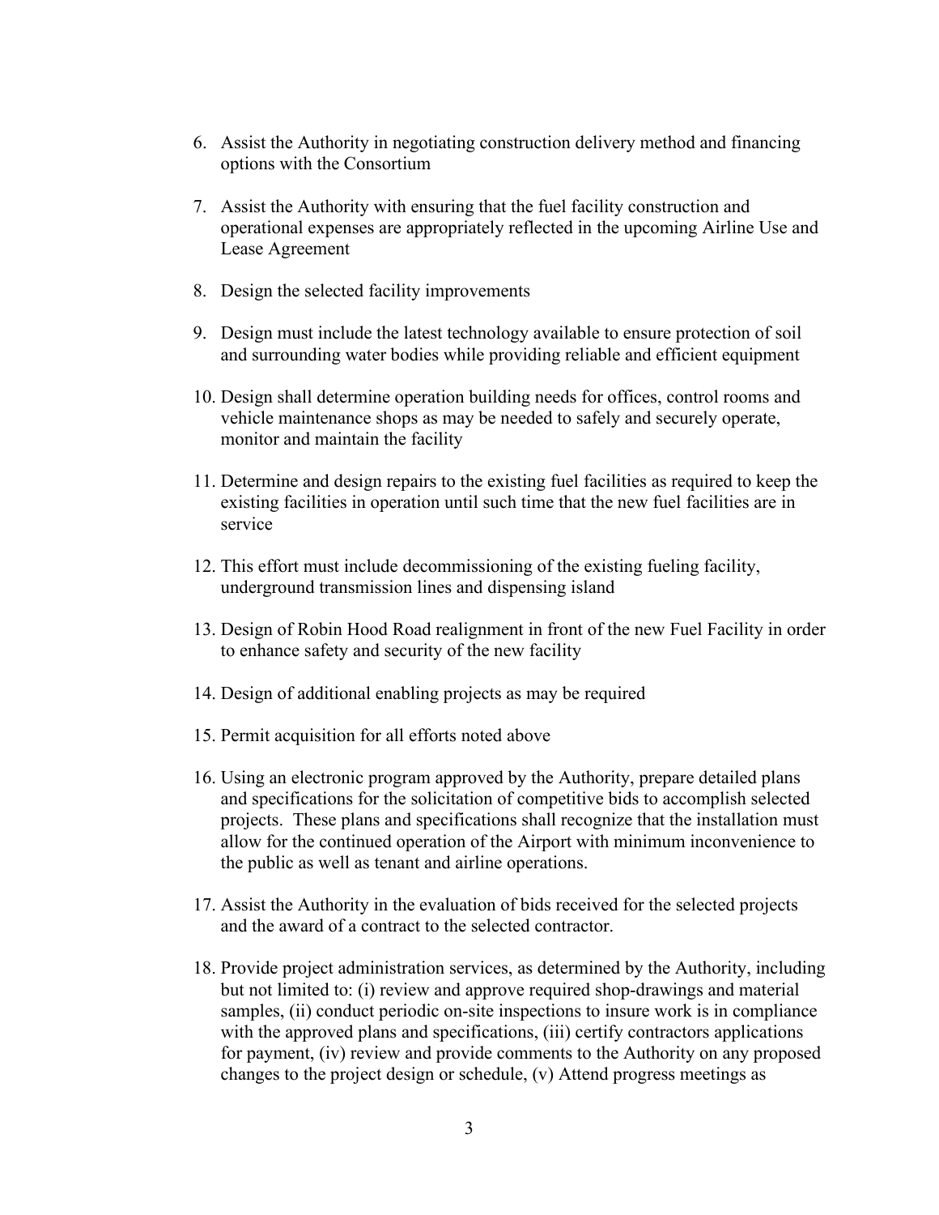6. Assist the Authority in negotiating construction delivery method and financing options with the Consortium

7. Assist the Authority with ensuring that the fuel facility construction and operational expenses are appropriately reflected in the upcoming Airline Use and Lease Agreement

8. Design the selected facility improvements

9. Design must include the latest technology available to ensure protection of soil and surrounding water bodies while providing reliable and efficient equipment

10. Design shall determine operation building needs for offices, control rooms and vehicle maintenance shops as may be needed to safely and securely operate, monitor and maintain the facility

11. Determine and design repairs to the existing fuel facilities as required to keep the existing facilities in operation until such time that the new fuel facilities are in service

12. This effort must include decommissioning of the existing fueling facility, underground transmission lines and dispensing island

13. Design of Robin Hood Road realignment in front of the new Fuel Facility in order to enhance safety and security of the new facility

14. Design of additional enabling projects as may be required

15. Permit acquisition for all efforts noted above

16. Using an electronic program approved by the Authority, prepare detailed plans and specifications for the solicitation of competitive bids to accomplish selected projects. These plans and specifications shall recognize that the installation must allow for the continued operation of the Airport with minimum inconvenience to the public as well as tenant and airline operations.

17. Assist the Authority in the evaluation of bids received for the selected projects and the award of a contract to the selected contractor.

18. Provide project administration services, as determined by the Authority, including but not limited to: (i) review and approve required shop-drawings and material samples, (ii) conduct periodic on-site inspections to insure work is in compliance with the approved plans and specifications, (iii) certify contractors applications for payment, (iv) review and provide comments to the Authority on any proposed changes to the project design or schedule, (v) Attend progress meetings as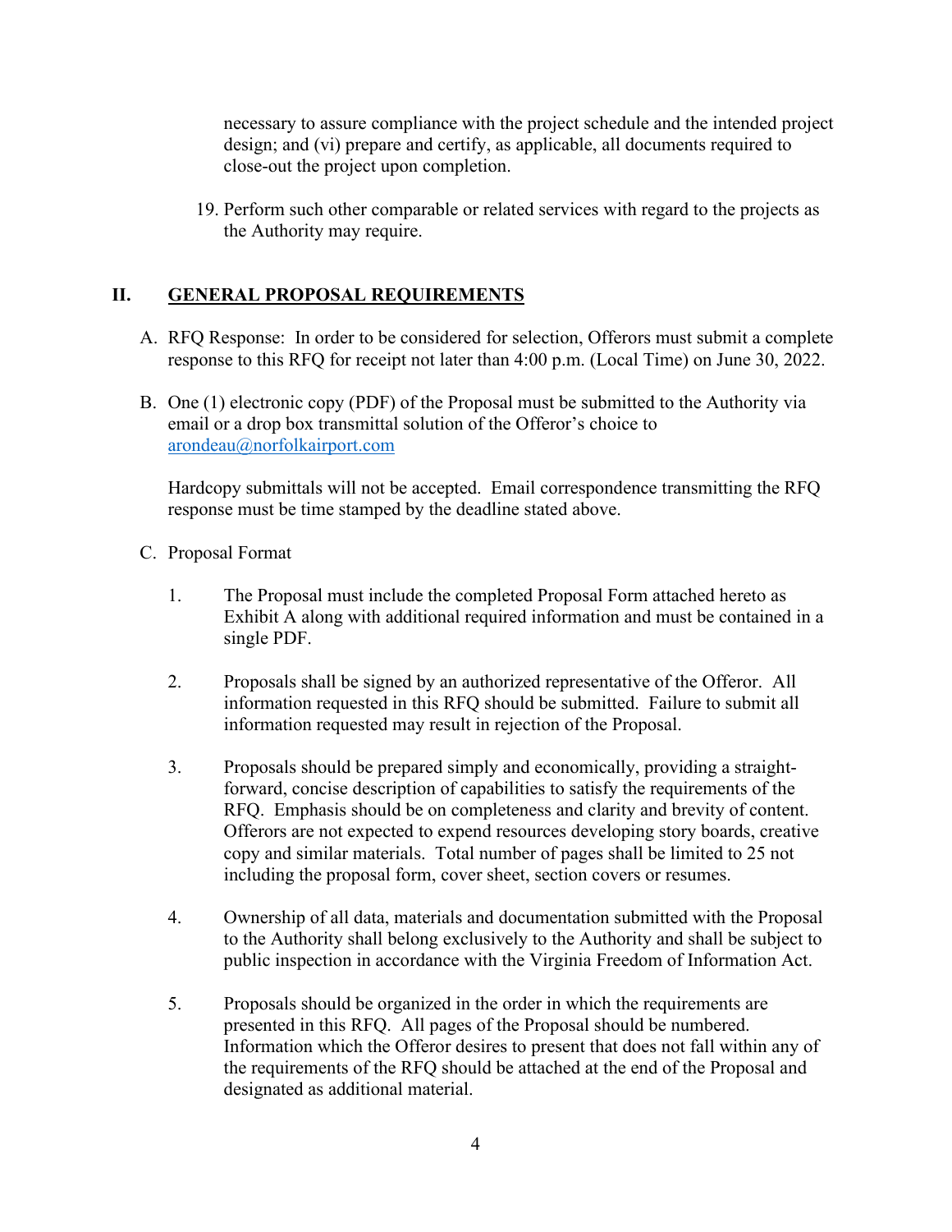necessary to assure compliance with the project schedule and the intended project design; and (vi) prepare and certify, as applicable, all documents required to close-out the project upon completion.

19. Perform such other comparable or related services with regard to the projects as the Authority may require.

## II. GENERAL PROPOSAL REQUIREMENTS

A. RFQ Response: In order to be considered for selection, Offerors must submit a complete response to this RFQ for receipt not later than 4:00 p.m. (Local Time) on June 30, 2022.

B. One (1) electronic copy (PDF) of the Proposal must be submitted to the Authority via email or a drop box transmittal solution of the Offeror's choice to arondeau@norfolkairport.com

   Hardcopy submittals will not be accepted. Email correspondence transmitting the RFQ response must be time stamped by the deadline stated above.

C. Proposal Format

   1. The Proposal must include the completed Proposal Form attached hereto as Exhibit A along with additional required information and must be contained in a single PDF.

   2. Proposals shall be signed by an authorized representative of the Offeror. All information requested in this RFQ should be submitted. Failure to submit all information requested may result in rejection of the Proposal.

   3. Proposals should be prepared simply and economically, providing a straight-forward, concise description of capabilities to satisfy the requirements of the RFQ. Emphasis should be on completeness and clarity and brevity of content. Offerors are not expected to expend resources developing story boards, creative copy and similar materials. Total number of pages shall be limited to 25 not including the proposal form, cover sheet, section covers or resumes.

   4. Ownership of all data, materials and documentation submitted with the Proposal to the Authority shall belong exclusively to the Authority and shall be subject to public inspection in accordance with the Virginia Freedom of Information Act.

   5. Proposals should be organized in the order in which the requirements are presented in this RFQ. All pages of the Proposal should be numbered. Information which the Offeror desires to present that does not fall within any of the requirements of the RFQ should be attached at the end of the Proposal and designated as additional material.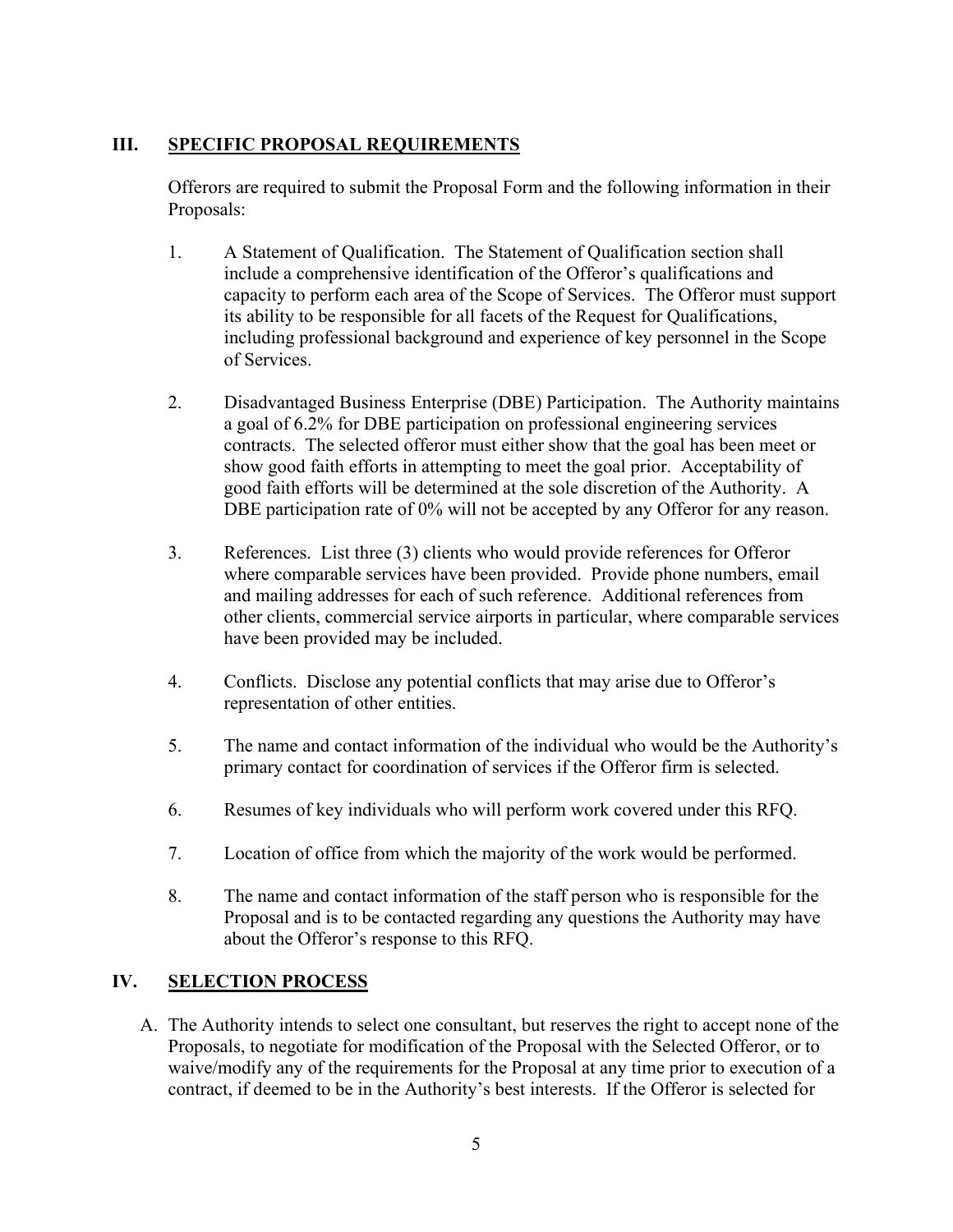## III. SPECIFIC PROPOSAL REQUIREMENTS

Offerors are required to submit the Proposal Form and the following information in their Proposals:

1. A Statement of Qualification. The Statement of Qualification section shall include a comprehensive identification of the Offeror's qualifications and capacity to perform each area of the Scope of Services. The Offeror must support its ability to be responsible for all facets of the Request for Qualifications, including professional background and experience of key personnel in the Scope of Services.

2. Disadvantaged Business Enterprise (DBE) Participation. The Authority maintains a goal of 6.2% for DBE participation on professional engineering services contracts. The selected offeror must either show that the goal has been meet or show good faith efforts in attempting to meet the goal prior. Acceptability of good faith efforts will be determined at the sole discretion of the Authority. A DBE participation rate of 0% will not be accepted by any Offeror for any reason.

3. References. List three (3) clients who would provide references for Offeror where comparable services have been provided. Provide phone numbers, email and mailing addresses for each of such reference. Additional references from other clients, commercial service airports in particular, where comparable services have been provided may be included.

4. Conflicts. Disclose any potential conflicts that may arise due to Offeror's representation of other entities.

5. The name and contact information of the individual who would be the Authority's primary contact for coordination of services if the Offeror firm is selected.

6. Resumes of key individuals who will perform work covered under this RFQ.

7. Location of office from which the majority of the work would be performed.

8. The name and contact information of the staff person who is responsible for the Proposal and is to be contacted regarding any questions the Authority may have about the Offeror's response to this RFQ.

## IV. SELECTION PROCESS

A. The Authority intends to select one consultant, but reserves the right to accept none of the Proposals, to negotiate for modification of the Proposal with the Selected Offeror, or to waive/modify any of the requirements for the Proposal at any time prior to execution of a contract, if deemed to be in the Authority's best interests. If the Offeror is selected for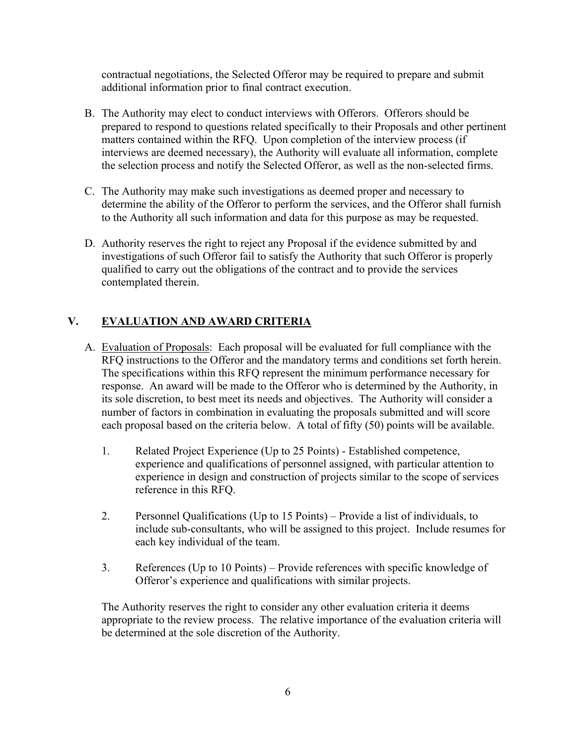contractual negotiations, the Selected Offeror may be required to prepare and submit additional information prior to final contract execution.

B. The Authority may elect to conduct interviews with Offerors. Offerors should be prepared to respond to questions related specifically to their Proposals and other pertinent matters contained within the RFQ. Upon completion of the interview process (if interviews are deemed necessary), the Authority will evaluate all information, complete the selection process and notify the Selected Offeror, as well as the non-selected firms.

C. The Authority may make such investigations as deemed proper and necessary to determine the ability of the Offeror to perform the services, and the Offeror shall furnish to the Authority all such information and data for this purpose as may be requested.

D. Authority reserves the right to reject any Proposal if the evidence submitted by and investigations of such Offeror fail to satisfy the Authority that such Offeror is properly qualified to carry out the obligations of the contract and to provide the services contemplated therein.

## V. EVALUATION AND AWARD CRITERIA

A. Evaluation of Proposals: Each proposal will be evaluated for full compliance with the RFQ instructions to the Offeror and the mandatory terms and conditions set forth herein. The specifications within this RFQ represent the minimum performance necessary for response. An award will be made to the Offeror who is determined by the Authority, in its sole discretion, to best meet its needs and objectives. The Authority will consider a number of factors in combination in evaluating the proposals submitted and will score each proposal based on the criteria below. A total of fifty (50) points will be available.

1. Related Project Experience (Up to 25 Points) - Established competence, experience and qualifications of personnel assigned, with particular attention to experience in design and construction of projects similar to the scope of services reference in this RFQ.

2. Personnel Qualifications (Up to 15 Points) – Provide a list of individuals, to include sub-consultants, who will be assigned to this project. Include resumes for each key individual of the team.

3. References (Up to 10 Points) – Provide references with specific knowledge of Offeror's experience and qualifications with similar projects.

The Authority reserves the right to consider any other evaluation criteria it deems appropriate to the review process. The relative importance of the evaluation criteria will be determined at the sole discretion of the Authority.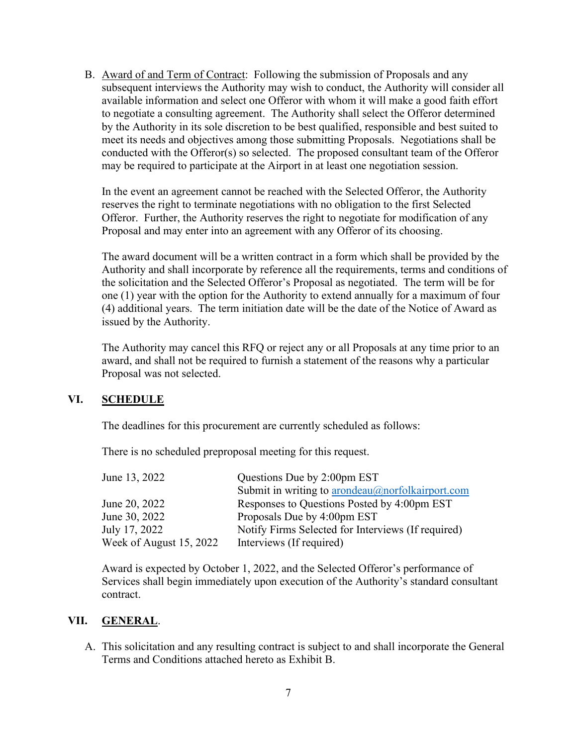B. Award of and Term of Contract: Following the submission of Proposals and any subsequent interviews the Authority may wish to conduct, the Authority will consider all available information and select one Offeror with whom it will make a good faith effort to negotiate a consulting agreement. The Authority shall select the Offeror determined by the Authority in its sole discretion to be best qualified, responsible and best suited to meet its needs and objectives among those submitting Proposals. Negotiations shall be conducted with the Offeror(s) so selected. The proposed consultant team of the Offeror may be required to participate at the Airport in at least one negotiation session.

In the event an agreement cannot be reached with the Selected Offeror, the Authority reserves the right to terminate negotiations with no obligation to the first Selected Offeror. Further, the Authority reserves the right to negotiate for modification of any Proposal and may enter into an agreement with any Offeror of its choosing.

The award document will be a written contract in a form which shall be provided by the Authority and shall incorporate by reference all the requirements, terms and conditions of the solicitation and the Selected Offeror's Proposal as negotiated. The term will be for one (1) year with the option for the Authority to extend annually for a maximum of four (4) additional years. The term initiation date will be the date of the Notice of Award as issued by the Authority.

The Authority may cancel this RFQ or reject any or all Proposals at any time prior to an award, and shall not be required to furnish a statement of the reasons why a particular Proposal was not selected.

## VI. SCHEDULE

The deadlines for this procurement are currently scheduled as follows:

There is no scheduled preproposal meeting for this request.

| | |
|---|---|
| June 13, 2022 | Questions Due by 2:00pm EST<br>Submit in writing to arondeau@norfolkairport.com |
| June 20, 2022 | Responses to Questions Posted by 4:00pm EST |
| June 30, 2022 | Proposals Due by 4:00pm EST |
| July 17, 2022 | Notify Firms Selected for Interviews (If required) |
| Week of August 15, 2022 | Interviews (If required) |

Award is expected by October 1, 2022, and the Selected Offeror's performance of Services shall begin immediately upon execution of the Authority's standard consultant contract.

## VII. GENERAL.

A. This solicitation and any resulting contract is subject to and shall incorporate the General Terms and Conditions attached hereto as Exhibit B.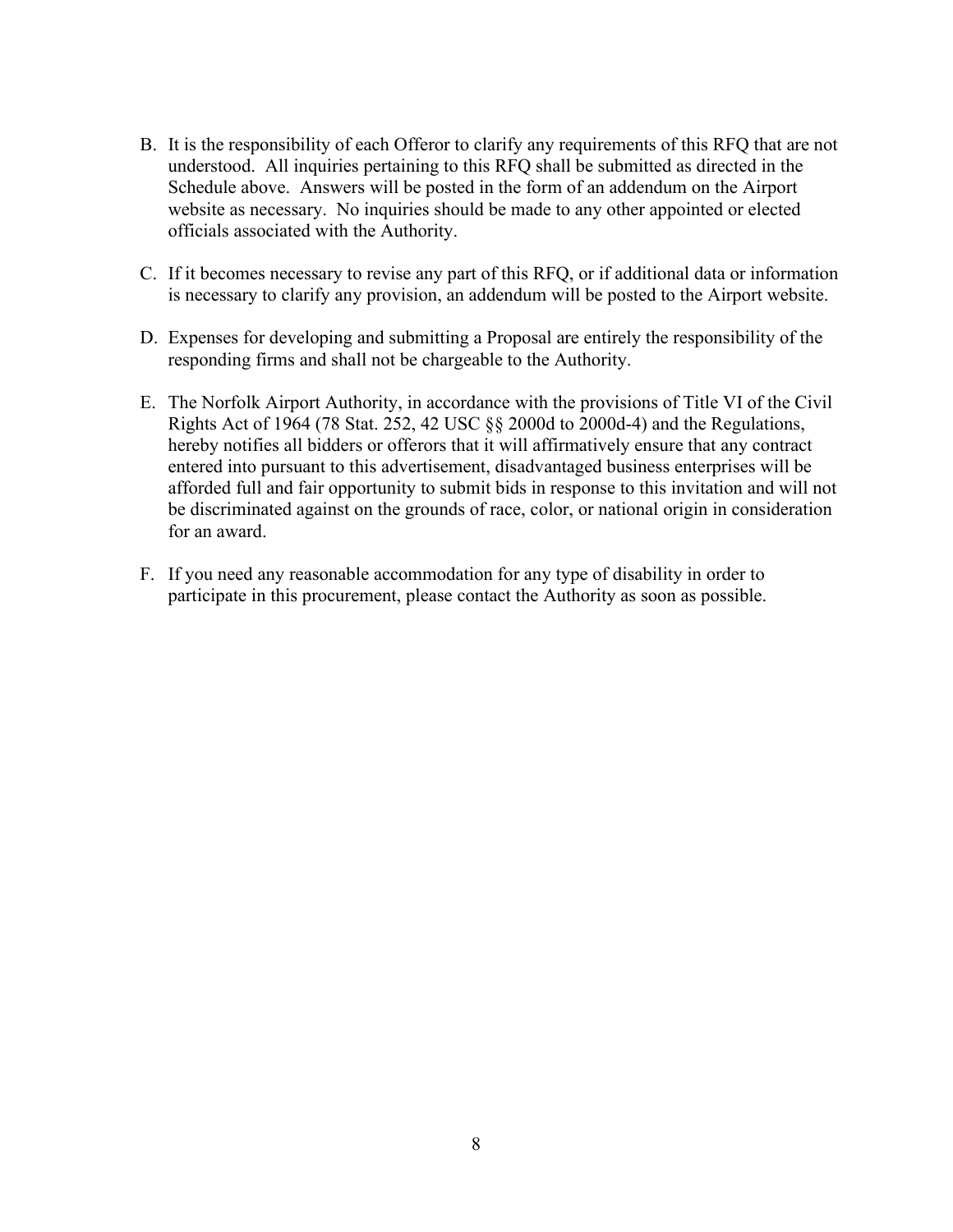B. It is the responsibility of each Offeror to clarify any requirements of this RFQ that are not understood. All inquiries pertaining to this RFQ shall be submitted as directed in the Schedule above. Answers will be posted in the form of an addendum on the Airport website as necessary. No inquiries should be made to any other appointed or elected officials associated with the Authority.

C. If it becomes necessary to revise any part of this RFQ, or if additional data or information is necessary to clarify any provision, an addendum will be posted to the Airport website.

D. Expenses for developing and submitting a Proposal are entirely the responsibility of the responding firms and shall not be chargeable to the Authority.

E. The Norfolk Airport Authority, in accordance with the provisions of Title VI of the Civil Rights Act of 1964 (78 Stat. 252, 42 USC §§ 2000d to 2000d-4) and the Regulations, hereby notifies all bidders or offerors that it will affirmatively ensure that any contract entered into pursuant to this advertisement, disadvantaged business enterprises will be afforded full and fair opportunity to submit bids in response to this invitation and will not be discriminated against on the grounds of race, color, or national origin in consideration for an award.

F. If you need any reasonable accommodation for any type of disability in order to participate in this procurement, please contact the Authority as soon as possible.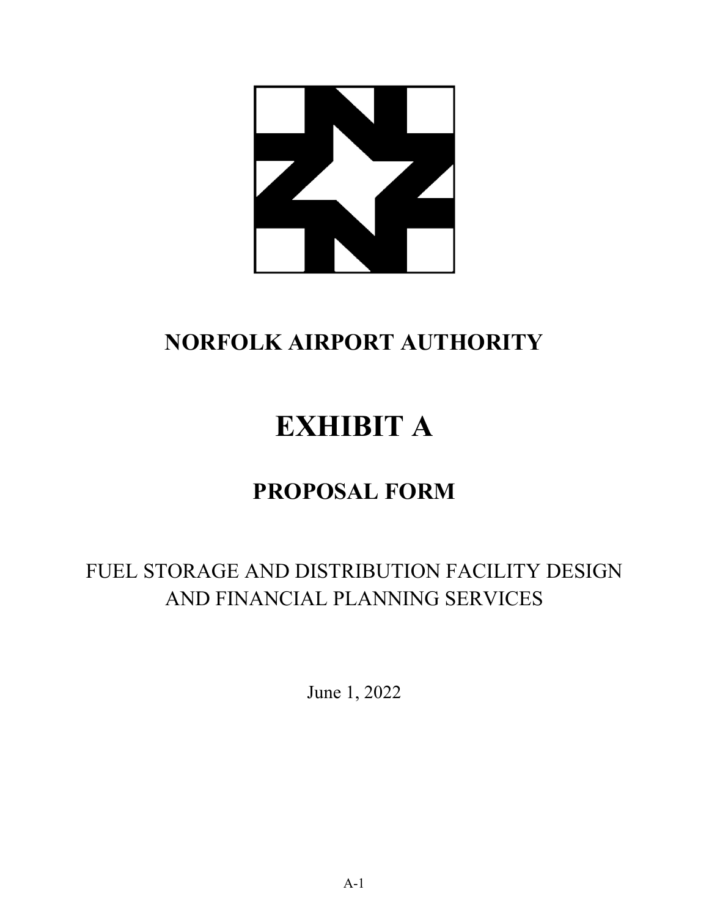# NORFOLK AIRPORT AUTHORITY

# EXHIBIT A

## PROPOSAL FORM

FUEL STORAGE AND DISTRIBUTION FACILITY DESIGN AND FINANCIAL PLANNING SERVICES

June 1, 2022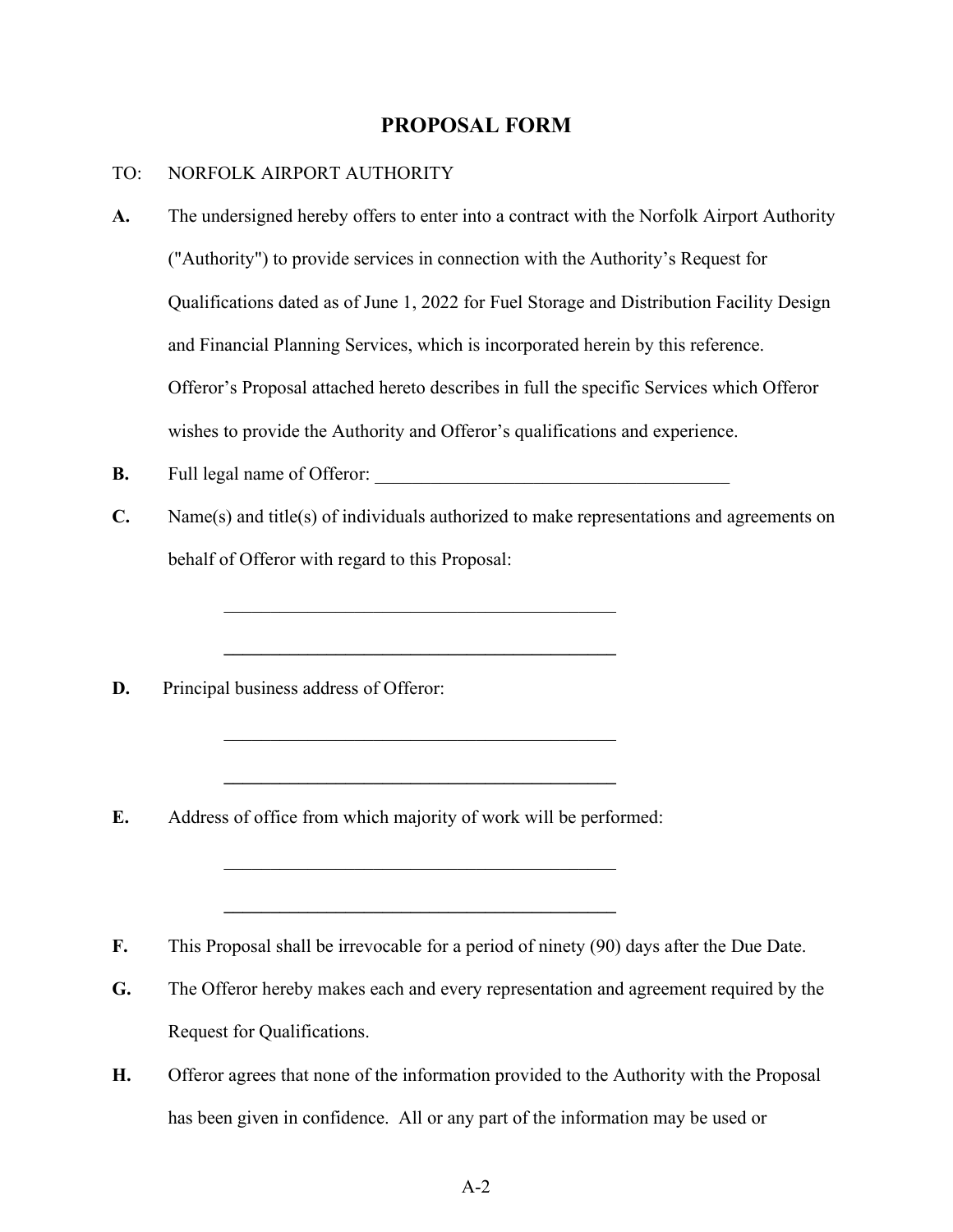# PROPOSAL FORM

TO: NORFOLK AIRPORT AUTHORITY

**A.** The undersigned hereby offers to enter into a contract with the Norfolk Airport Authority ("Authority") to provide services in connection with the Authority's Request for Qualifications dated as of June 1, 2022 for Fuel Storage and Distribution Facility Design and Financial Planning Services, which is incorporated herein by this reference. Offeror's Proposal attached hereto describes in full the specific Services which Offeror wishes to provide the Authority and Offeror's qualifications and experience.

**B.** Full legal name of Offeror: ______________________________________

**C.** Name(s) and title(s) of individuals authorized to make representations and agreements on behalf of Offeror with regard to this Proposal:

__________________________________________

__________________________________________

**D.** Principal business address of Offeror:

__________________________________________

__________________________________________

**E.** Address of office from which majority of work will be performed:

__________________________________________

__________________________________________

**F.** This Proposal shall be irrevocable for a period of ninety (90) days after the Due Date.

**G.** The Offeror hereby makes each and every representation and agreement required by the Request for Qualifications.

**H.** Offeror agrees that none of the information provided to the Authority with the Proposal has been given in confidence. All or any part of the information may be used or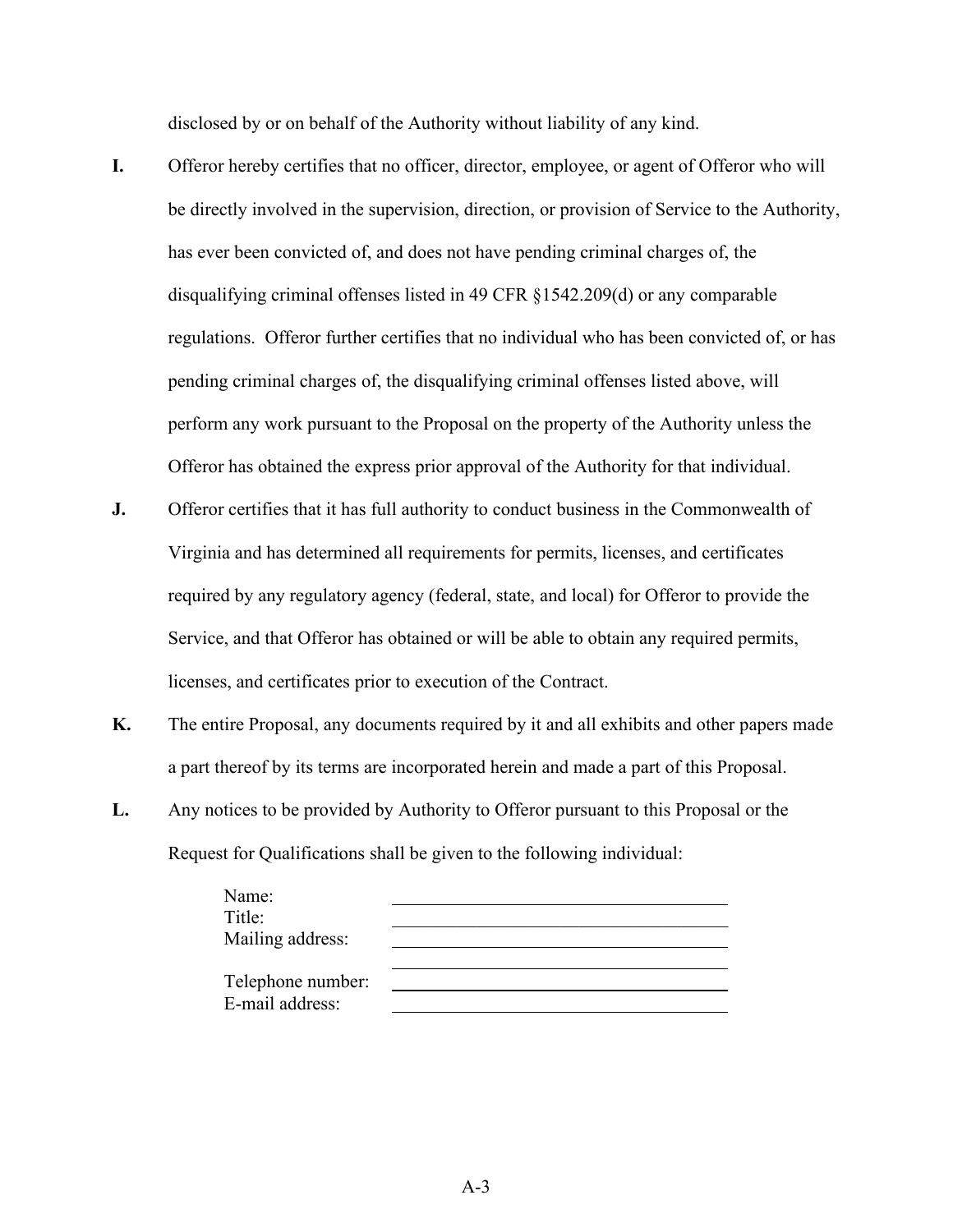disclosed by or on behalf of the Authority without liability of any kind.

**I.** Offeror hereby certifies that no officer, director, employee, or agent of Offeror who will be directly involved in the supervision, direction, or provision of Service to the Authority, has ever been convicted of, and does not have pending criminal charges of, the disqualifying criminal offenses listed in 49 CFR §1542.209(d) or any comparable regulations. Offeror further certifies that no individual who has been convicted of, or has pending criminal charges of, the disqualifying criminal offenses listed above, will perform any work pursuant to the Proposal on the property of the Authority unless the Offeror has obtained the express prior approval of the Authority for that individual.

**J.** Offeror certifies that it has full authority to conduct business in the Commonwealth of Virginia and has determined all requirements for permits, licenses, and certificates required by any regulatory agency (federal, state, and local) for Offeror to provide the Service, and that Offeror has obtained or will be able to obtain any required permits, licenses, and certificates prior to execution of the Contract.

**K.** The entire Proposal, any documents required by it and all exhibits and other papers made a part thereof by its terms are incorporated herein and made a part of this Proposal.

**L.** Any notices to be provided by Authority to Offeror pursuant to this Proposal or the Request for Qualifications shall be given to the following individual:

Name: ______________________________

Title: ______________________________

Mailing address: ______________________________

______________________________

Telephone number: ______________________________

E-mail address: ______________________________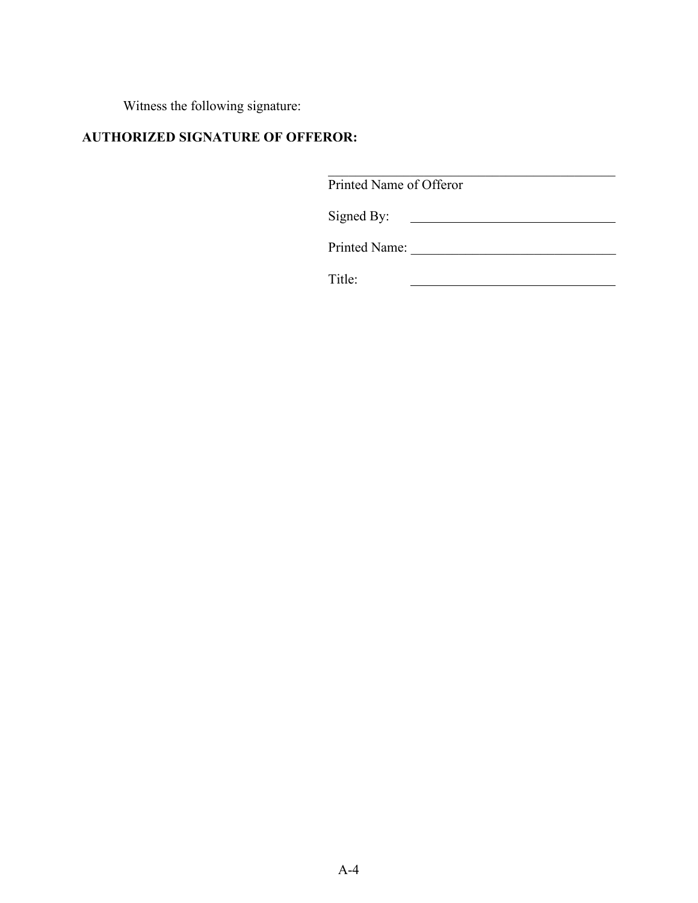Witness the following signature:

**AUTHORIZED SIGNATURE OF OFFEROR:**

\_\_\_\_\_\_\_\_\_\_\_\_\_\_\_\_\_\_\_\_\_\_\_\_\_\_\_\_\_\_\_\_\_\_\_\_\_\_\_\_
Printed Name of Offeror

Signed By: \_\_\_\_\_\_\_\_\_\_\_\_\_\_\_\_\_\_\_\_\_\_\_\_\_\_\_\_\_\_

Printed Name: \_\_\_\_\_\_\_\_\_\_\_\_\_\_\_\_\_\_\_\_\_\_\_\_\_\_\_\_\_\_

Title: \_\_\_\_\_\_\_\_\_\_\_\_\_\_\_\_\_\_\_\_\_\_\_\_\_\_\_\_\_\_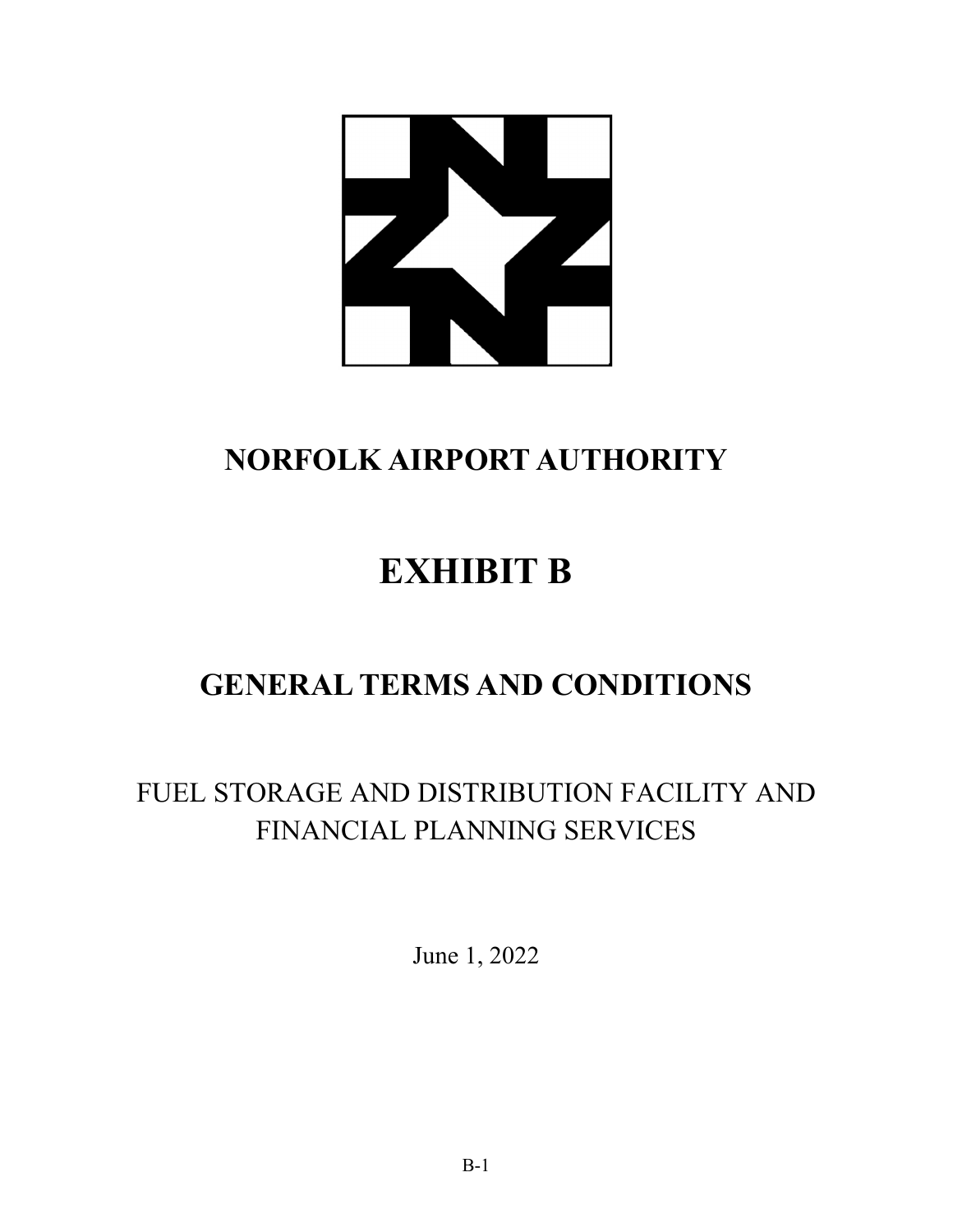# NORFOLK AIRPORT AUTHORITY

# EXHIBIT B

## GENERAL TERMS AND CONDITIONS

FUEL STORAGE AND DISTRIBUTION FACILITY AND FINANCIAL PLANNING SERVICES

June 1, 2022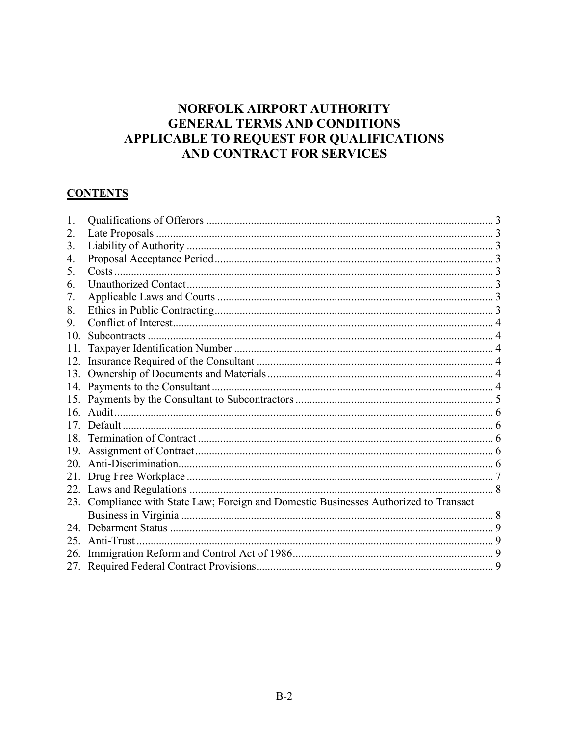# NORFOLK AIRPORT AUTHORITY GENERAL TERMS AND CONDITIONS APPLICABLE TO REQUEST FOR QUALIFICATIONS AND CONTRACT FOR SERVICES

## CONTENTS

1. Qualifications of Offerors ..... 3
2. Late Proposals ..... 3
3. Liability of Authority ..... 3
4. Proposal Acceptance Period ..... 3
5. Costs ..... 3
6. Unauthorized Contact ..... 3
7. Applicable Laws and Courts ..... 3
8. Ethics in Public Contracting ..... 3
9. Conflict of Interest ..... 4
10. Subcontracts ..... 4
11. Taxpayer Identification Number ..... 4
12. Insurance Required of the Consultant ..... 4
13. Ownership of Documents and Materials ..... 4
14. Payments to the Consultant ..... 4
15. Payments by the Consultant to Subcontractors ..... 5
16. Audit ..... 6
17. Default ..... 6
18. Termination of Contract ..... 6
19. Assignment of Contract ..... 6
20. Anti-Discrimination ..... 6
21. Drug Free Workplace ..... 7
22. Laws and Regulations ..... 8
23. Compliance with State Law; Foreign and Domestic Businesses Authorized to Transact Business in Virginia ..... 8
24. Debarment Status ..... 9
25. Anti-Trust ..... 9
26. Immigration Reform and Control Act of 1986 ..... 9
27. Required Federal Contract Provisions ..... 9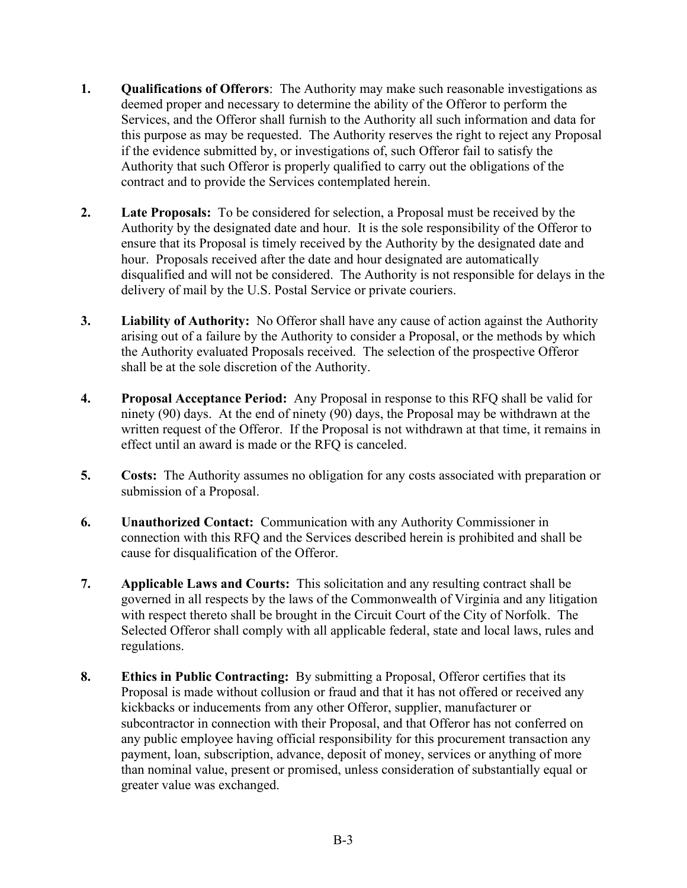1. **Qualifications of Offerors**: The Authority may make such reasonable investigations as deemed proper and necessary to determine the ability of the Offeror to perform the Services, and the Offeror shall furnish to the Authority all such information and data for this purpose as may be requested. The Authority reserves the right to reject any Proposal if the evidence submitted by, or investigations of, such Offeror fail to satisfy the Authority that such Offeror is properly qualified to carry out the obligations of the contract and to provide the Services contemplated herein.

2. **Late Proposals:** To be considered for selection, a Proposal must be received by the Authority by the designated date and hour. It is the sole responsibility of the Offeror to ensure that its Proposal is timely received by the Authority by the designated date and hour. Proposals received after the date and hour designated are automatically disqualified and will not be considered. The Authority is not responsible for delays in the delivery of mail by the U.S. Postal Service or private couriers.

3. **Liability of Authority:** No Offeror shall have any cause of action against the Authority arising out of a failure by the Authority to consider a Proposal, or the methods by which the Authority evaluated Proposals received. The selection of the prospective Offeror shall be at the sole discretion of the Authority.

4. **Proposal Acceptance Period:** Any Proposal in response to this RFQ shall be valid for ninety (90) days. At the end of ninety (90) days, the Proposal may be withdrawn at the written request of the Offeror. If the Proposal is not withdrawn at that time, it remains in effect until an award is made or the RFQ is canceled.

5. **Costs:** The Authority assumes no obligation for any costs associated with preparation or submission of a Proposal.

6. **Unauthorized Contact:** Communication with any Authority Commissioner in connection with this RFQ and the Services described herein is prohibited and shall be cause for disqualification of the Offeror.

7. **Applicable Laws and Courts:** This solicitation and any resulting contract shall be governed in all respects by the laws of the Commonwealth of Virginia and any litigation with respect thereto shall be brought in the Circuit Court of the City of Norfolk. The Selected Offeror shall comply with all applicable federal, state and local laws, rules and regulations.

8. **Ethics in Public Contracting:** By submitting a Proposal, Offeror certifies that its Proposal is made without collusion or fraud and that it has not offered or received any kickbacks or inducements from any other Offeror, supplier, manufacturer or subcontractor in connection with their Proposal, and that Offeror has not conferred on any public employee having official responsibility for this procurement transaction any payment, loan, subscription, advance, deposit of money, services or anything of more than nominal value, present or promised, unless consideration of substantially equal or greater value was exchanged.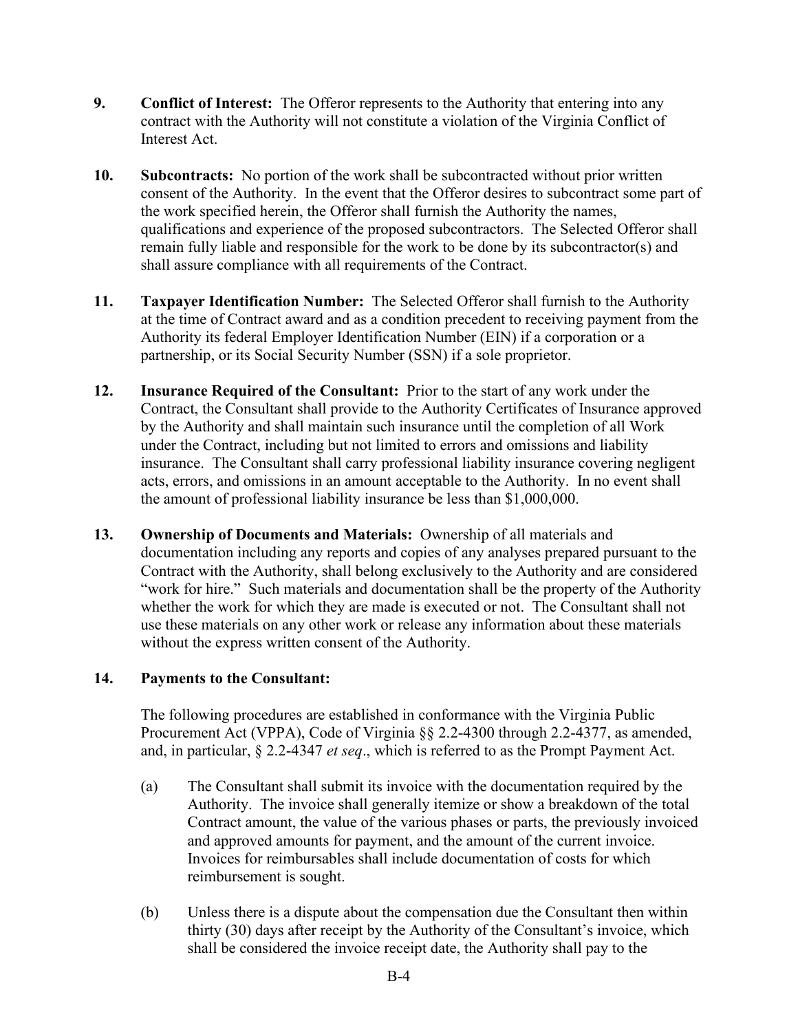**9. Conflict of Interest:** The Offeror represents to the Authority that entering into any contract with the Authority will not constitute a violation of the Virginia Conflict of Interest Act.

**10. Subcontracts:** No portion of the work shall be subcontracted without prior written consent of the Authority. In the event that the Offeror desires to subcontract some part of the work specified herein, the Offeror shall furnish the Authority the names, qualifications and experience of the proposed subcontractors. The Selected Offeror shall remain fully liable and responsible for the work to be done by its subcontractor(s) and shall assure compliance with all requirements of the Contract.

**11. Taxpayer Identification Number:** The Selected Offeror shall furnish to the Authority at the time of Contract award and as a condition precedent to receiving payment from the Authority its federal Employer Identification Number (EIN) if a corporation or a partnership, or its Social Security Number (SSN) if a sole proprietor.

**12. Insurance Required of the Consultant:** Prior to the start of any work under the Contract, the Consultant shall provide to the Authority Certificates of Insurance approved by the Authority and shall maintain such insurance until the completion of all Work under the Contract, including but not limited to errors and omissions and liability insurance. The Consultant shall carry professional liability insurance covering negligent acts, errors, and omissions in an amount acceptable to the Authority. In no event shall the amount of professional liability insurance be less than $1,000,000.

**13. Ownership of Documents and Materials:** Ownership of all materials and documentation including any reports and copies of any analyses prepared pursuant to the Contract with the Authority, shall belong exclusively to the Authority and are considered "work for hire." Such materials and documentation shall be the property of the Authority whether the work for which they are made is executed or not. The Consultant shall not use these materials on any other work or release any information about these materials without the express written consent of the Authority.

**14. Payments to the Consultant:**

The following procedures are established in conformance with the Virginia Public Procurement Act (VPPA), Code of Virginia §§ 2.2-4300 through 2.2-4377, as amended, and, in particular, § 2.2-4347 *et seq*., which is referred to as the Prompt Payment Act.

(a) The Consultant shall submit its invoice with the documentation required by the Authority. The invoice shall generally itemize or show a breakdown of the total Contract amount, the value of the various phases or parts, the previously invoiced and approved amounts for payment, and the amount of the current invoice. Invoices for reimbursables shall include documentation of costs for which reimbursement is sought.

(b) Unless there is a dispute about the compensation due the Consultant then within thirty (30) days after receipt by the Authority of the Consultant's invoice, which shall be considered the invoice receipt date, the Authority shall pay to the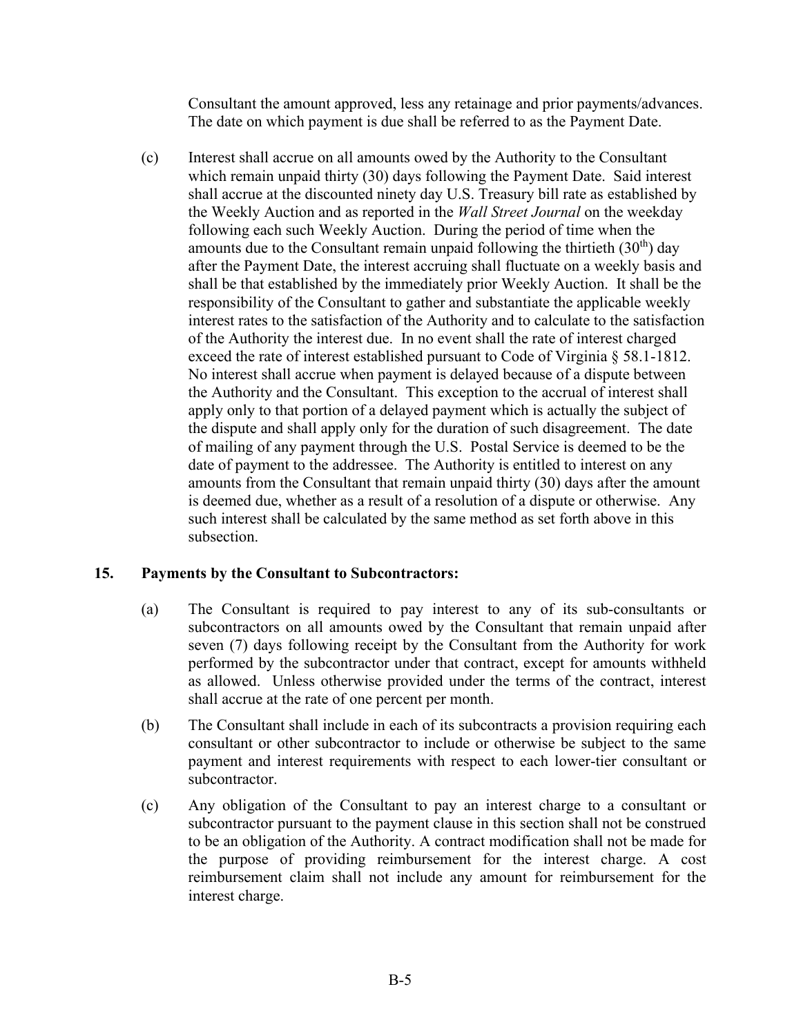Consultant the amount approved, less any retainage and prior payments/advances. The date on which payment is due shall be referred to as the Payment Date.

(c) Interest shall accrue on all amounts owed by the Authority to the Consultant which remain unpaid thirty (30) days following the Payment Date. Said interest shall accrue at the discounted ninety day U.S. Treasury bill rate as established by the Weekly Auction and as reported in the *Wall Street Journal* on the weekday following each such Weekly Auction. During the period of time when the amounts due to the Consultant remain unpaid following the thirtieth (30th) day after the Payment Date, the interest accruing shall fluctuate on a weekly basis and shall be that established by the immediately prior Weekly Auction. It shall be the responsibility of the Consultant to gather and substantiate the applicable weekly interest rates to the satisfaction of the Authority and to calculate to the satisfaction of the Authority the interest due. In no event shall the rate of interest charged exceed the rate of interest established pursuant to Code of Virginia § 58.1-1812. No interest shall accrue when payment is delayed because of a dispute between the Authority and the Consultant. This exception to the accrual of interest shall apply only to that portion of a delayed payment which is actually the subject of the dispute and shall apply only for the duration of such disagreement. The date of mailing of any payment through the U.S. Postal Service is deemed to be the date of payment to the addressee. The Authority is entitled to interest on any amounts from the Consultant that remain unpaid thirty (30) days after the amount is deemed due, whether as a result of a resolution of a dispute or otherwise. Any such interest shall be calculated by the same method as set forth above in this subsection.

**15. Payments by the Consultant to Subcontractors:**

(a) The Consultant is required to pay interest to any of its sub-consultants or subcontractors on all amounts owed by the Consultant that remain unpaid after seven (7) days following receipt by the Consultant from the Authority for work performed by the subcontractor under that contract, except for amounts withheld as allowed. Unless otherwise provided under the terms of the contract, interest shall accrue at the rate of one percent per month.

(b) The Consultant shall include in each of its subcontracts a provision requiring each consultant or other subcontractor to include or otherwise be subject to the same payment and interest requirements with respect to each lower-tier consultant or subcontractor.

(c) Any obligation of the Consultant to pay an interest charge to a consultant or subcontractor pursuant to the payment clause in this section shall not be construed to be an obligation of the Authority. A contract modification shall not be made for the purpose of providing reimbursement for the interest charge. A cost reimbursement claim shall not include any amount for reimbursement for the interest charge.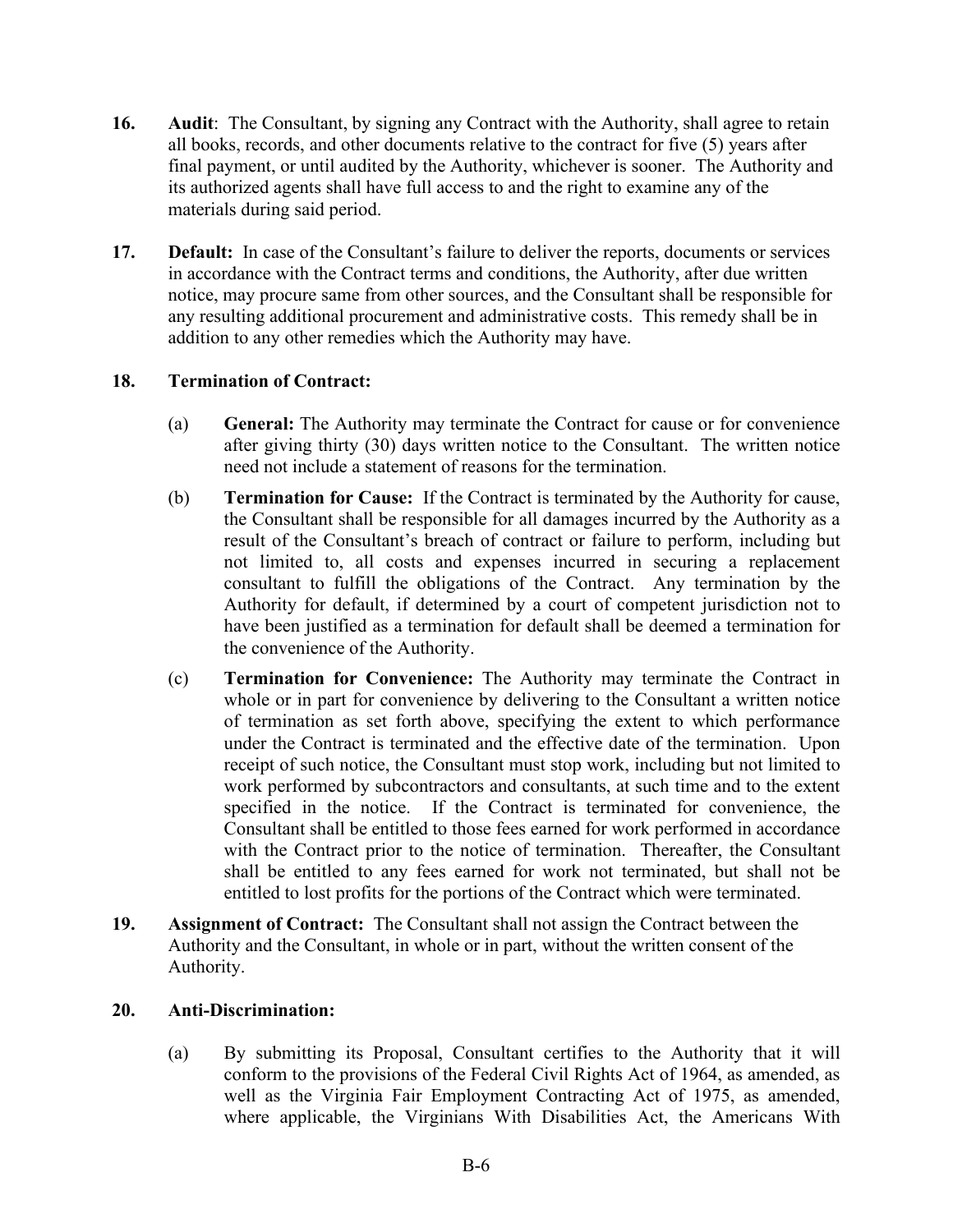**16. Audit**: The Consultant, by signing any Contract with the Authority, shall agree to retain all books, records, and other documents relative to the contract for five (5) years after final payment, or until audited by the Authority, whichever is sooner. The Authority and its authorized agents shall have full access to and the right to examine any of the materials during said period.

**17. Default:** In case of the Consultant's failure to deliver the reports, documents or services in accordance with the Contract terms and conditions, the Authority, after due written notice, may procure same from other sources, and the Consultant shall be responsible for any resulting additional procurement and administrative costs. This remedy shall be in addition to any other remedies which the Authority may have.

**18. Termination of Contract:**

(a) **General:** The Authority may terminate the Contract for cause or for convenience after giving thirty (30) days written notice to the Consultant. The written notice need not include a statement of reasons for the termination.

(b) **Termination for Cause:** If the Contract is terminated by the Authority for cause, the Consultant shall be responsible for all damages incurred by the Authority as a result of the Consultant's breach of contract or failure to perform, including but not limited to, all costs and expenses incurred in securing a replacement consultant to fulfill the obligations of the Contract. Any termination by the Authority for default, if determined by a court of competent jurisdiction not to have been justified as a termination for default shall be deemed a termination for the convenience of the Authority.

(c) **Termination for Convenience:** The Authority may terminate the Contract in whole or in part for convenience by delivering to the Consultant a written notice of termination as set forth above, specifying the extent to which performance under the Contract is terminated and the effective date of the termination. Upon receipt of such notice, the Consultant must stop work, including but not limited to work performed by subcontractors and consultants, at such time and to the extent specified in the notice. If the Contract is terminated for convenience, the Consultant shall be entitled to those fees earned for work performed in accordance with the Contract prior to the notice of termination. Thereafter, the Consultant shall be entitled to any fees earned for work not terminated, but shall not be entitled to lost profits for the portions of the Contract which were terminated.

**19. Assignment of Contract:** The Consultant shall not assign the Contract between the Authority and the Consultant, in whole or in part, without the written consent of the Authority.

**20. Anti-Discrimination:**

(a) By submitting its Proposal, Consultant certifies to the Authority that it will conform to the provisions of the Federal Civil Rights Act of 1964, as amended, as well as the Virginia Fair Employment Contracting Act of 1975, as amended, where applicable, the Virginians With Disabilities Act, the Americans With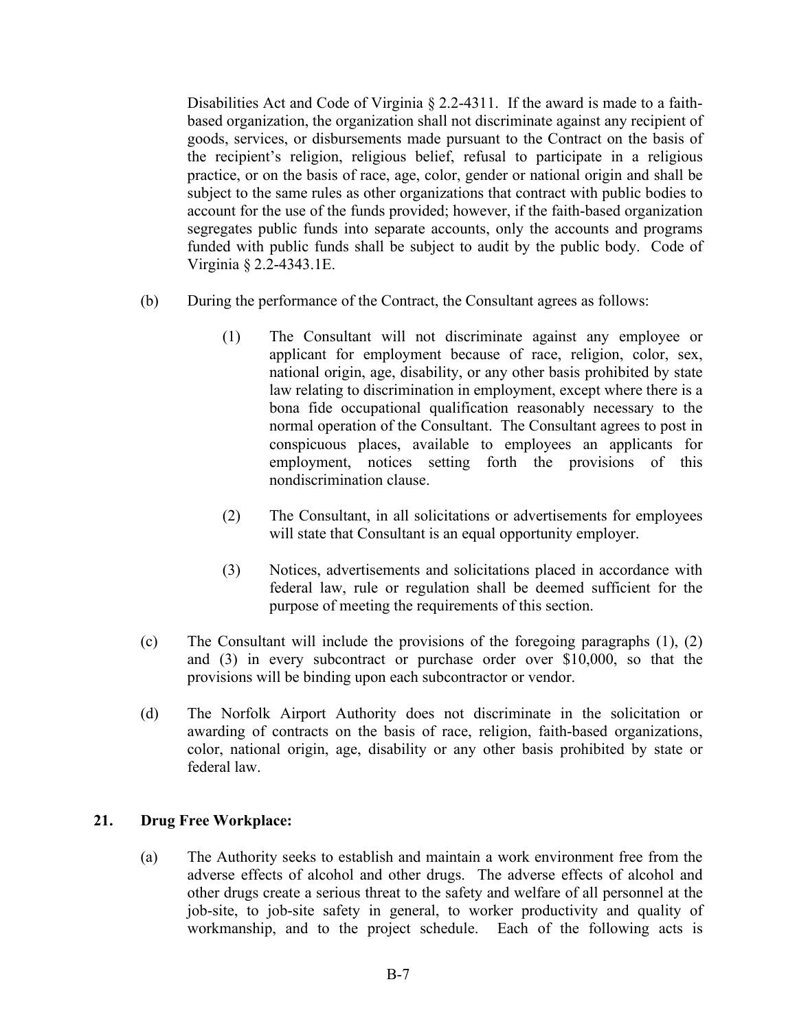Disabilities Act and Code of Virginia § 2.2-4311. If the award is made to a faith-based organization, the organization shall not discriminate against any recipient of goods, services, or disbursements made pursuant to the Contract on the basis of the recipient's religion, religious belief, refusal to participate in a religious practice, or on the basis of race, age, color, gender or national origin and shall be subject to the same rules as other organizations that contract with public bodies to account for the use of the funds provided; however, if the faith-based organization segregates public funds into separate accounts, only the accounts and programs funded with public funds shall be subject to audit by the public body. Code of Virginia § 2.2-4343.1E.

(b) During the performance of the Contract, the Consultant agrees as follows:

  (1) The Consultant will not discriminate against any employee or applicant for employment because of race, religion, color, sex, national origin, age, disability, or any other basis prohibited by state law relating to discrimination in employment, except where there is a bona fide occupational qualification reasonably necessary to the normal operation of the Consultant. The Consultant agrees to post in conspicuous places, available to employees an applicants for employment, notices setting forth the provisions of this nondiscrimination clause.

  (2) The Consultant, in all solicitations or advertisements for employees will state that Consultant is an equal opportunity employer.

  (3) Notices, advertisements and solicitations placed in accordance with federal law, rule or regulation shall be deemed sufficient for the purpose of meeting the requirements of this section.

(c) The Consultant will include the provisions of the foregoing paragraphs (1), (2) and (3) in every subcontract or purchase order over $10,000, so that the provisions will be binding upon each subcontractor or vendor.

(d) The Norfolk Airport Authority does not discriminate in the solicitation or awarding of contracts on the basis of race, religion, faith-based organizations, color, national origin, age, disability or any other basis prohibited by state or federal law.

**21. Drug Free Workplace:**

(a) The Authority seeks to establish and maintain a work environment free from the adverse effects of alcohol and other drugs. The adverse effects of alcohol and other drugs create a serious threat to the safety and welfare of all personnel at the job-site, to job-site safety in general, to worker productivity and quality of workmanship, and to the project schedule. Each of the following acts is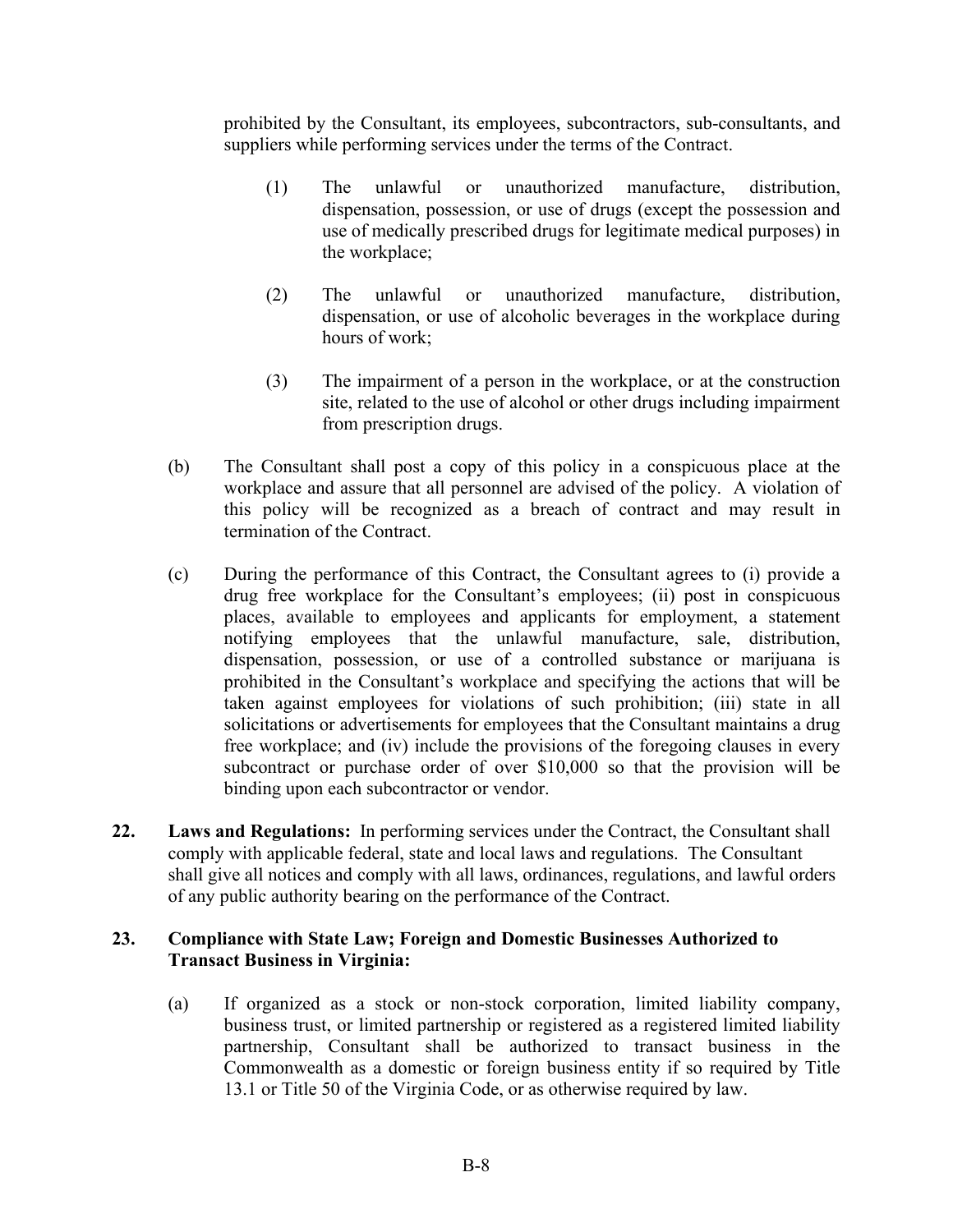prohibited by the Consultant, its employees, subcontractors, sub-consultants, and suppliers while performing services under the terms of the Contract.

(1) The unlawful or unauthorized manufacture, distribution, dispensation, possession, or use of drugs (except the possession and use of medically prescribed drugs for legitimate medical purposes) in the workplace;

(2) The unlawful or unauthorized manufacture, distribution, dispensation, or use of alcoholic beverages in the workplace during hours of work;

(3) The impairment of a person in the workplace, or at the construction site, related to the use of alcohol or other drugs including impairment from prescription drugs.

(b) The Consultant shall post a copy of this policy in a conspicuous place at the workplace and assure that all personnel are advised of the policy. A violation of this policy will be recognized as a breach of contract and may result in termination of the Contract.

(c) During the performance of this Contract, the Consultant agrees to (i) provide a drug free workplace for the Consultant's employees; (ii) post in conspicuous places, available to employees and applicants for employment, a statement notifying employees that the unlawful manufacture, sale, distribution, dispensation, possession, or use of a controlled substance or marijuana is prohibited in the Consultant's workplace and specifying the actions that will be taken against employees for violations of such prohibition; (iii) state in all solicitations or advertisements for employees that the Consultant maintains a drug free workplace; and (iv) include the provisions of the foregoing clauses in every subcontract or purchase order of over $10,000 so that the provision will be binding upon each subcontractor or vendor.

**22. Laws and Regulations:** In performing services under the Contract, the Consultant shall comply with applicable federal, state and local laws and regulations. The Consultant shall give all notices and comply with all laws, ordinances, regulations, and lawful orders of any public authority bearing on the performance of the Contract.

**23. Compliance with State Law; Foreign and Domestic Businesses Authorized to Transact Business in Virginia:**

(a) If organized as a stock or non-stock corporation, limited liability company, business trust, or limited partnership or registered as a registered limited liability partnership, Consultant shall be authorized to transact business in the Commonwealth as a domestic or foreign business entity if so required by Title 13.1 or Title 50 of the Virginia Code, or as otherwise required by law.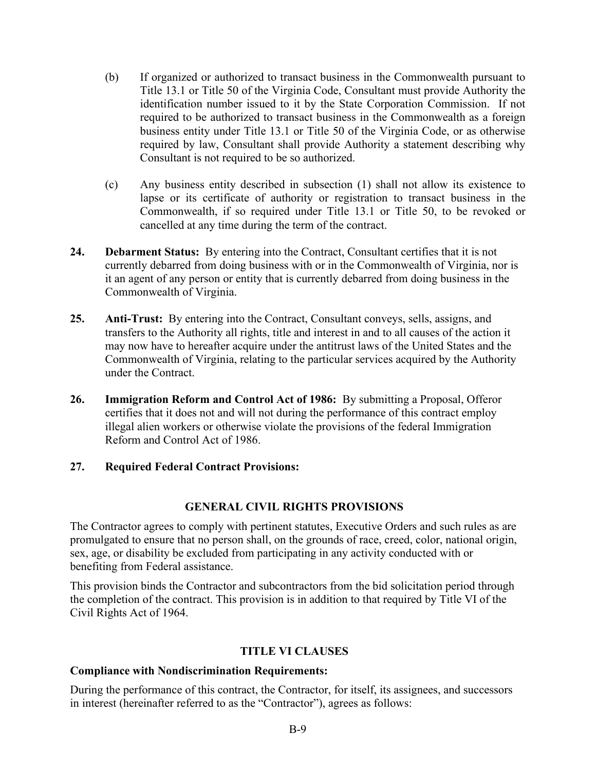(b) If organized or authorized to transact business in the Commonwealth pursuant to Title 13.1 or Title 50 of the Virginia Code, Consultant must provide Authority the identification number issued to it by the State Corporation Commission. If not required to be authorized to transact business in the Commonwealth as a foreign business entity under Title 13.1 or Title 50 of the Virginia Code, or as otherwise required by law, Consultant shall provide Authority a statement describing why Consultant is not required to be so authorized.

(c) Any business entity described in subsection (1) shall not allow its existence to lapse or its certificate of authority or registration to transact business in the Commonwealth, if so required under Title 13.1 or Title 50, to be revoked or cancelled at any time during the term of the contract.

**24. Debarment Status:** By entering into the Contract, Consultant certifies that it is not currently debarred from doing business with or in the Commonwealth of Virginia, nor is it an agent of any person or entity that is currently debarred from doing business in the Commonwealth of Virginia.

**25. Anti-Trust:** By entering into the Contract, Consultant conveys, sells, assigns, and transfers to the Authority all rights, title and interest in and to all causes of the action it may now have to hereafter acquire under the antitrust laws of the United States and the Commonwealth of Virginia, relating to the particular services acquired by the Authority under the Contract.

**26. Immigration Reform and Control Act of 1986:** By submitting a Proposal, Offeror certifies that it does not and will not during the performance of this contract employ illegal alien workers or otherwise violate the provisions of the federal Immigration Reform and Control Act of 1986.

**27. Required Federal Contract Provisions:**

## GENERAL CIVIL RIGHTS PROVISIONS

The Contractor agrees to comply with pertinent statutes, Executive Orders and such rules as are promulgated to ensure that no person shall, on the grounds of race, creed, color, national origin, sex, age, or disability be excluded from participating in any activity conducted with or benefiting from Federal assistance.

This provision binds the Contractor and subcontractors from the bid solicitation period through the completion of the contract. This provision is in addition to that required by Title VI of the Civil Rights Act of 1964.

## TITLE VI CLAUSES

**Compliance with Nondiscrimination Requirements:**

During the performance of this contract, the Contractor, for itself, its assignees, and successors in interest (hereinafter referred to as the "Contractor"), agrees as follows: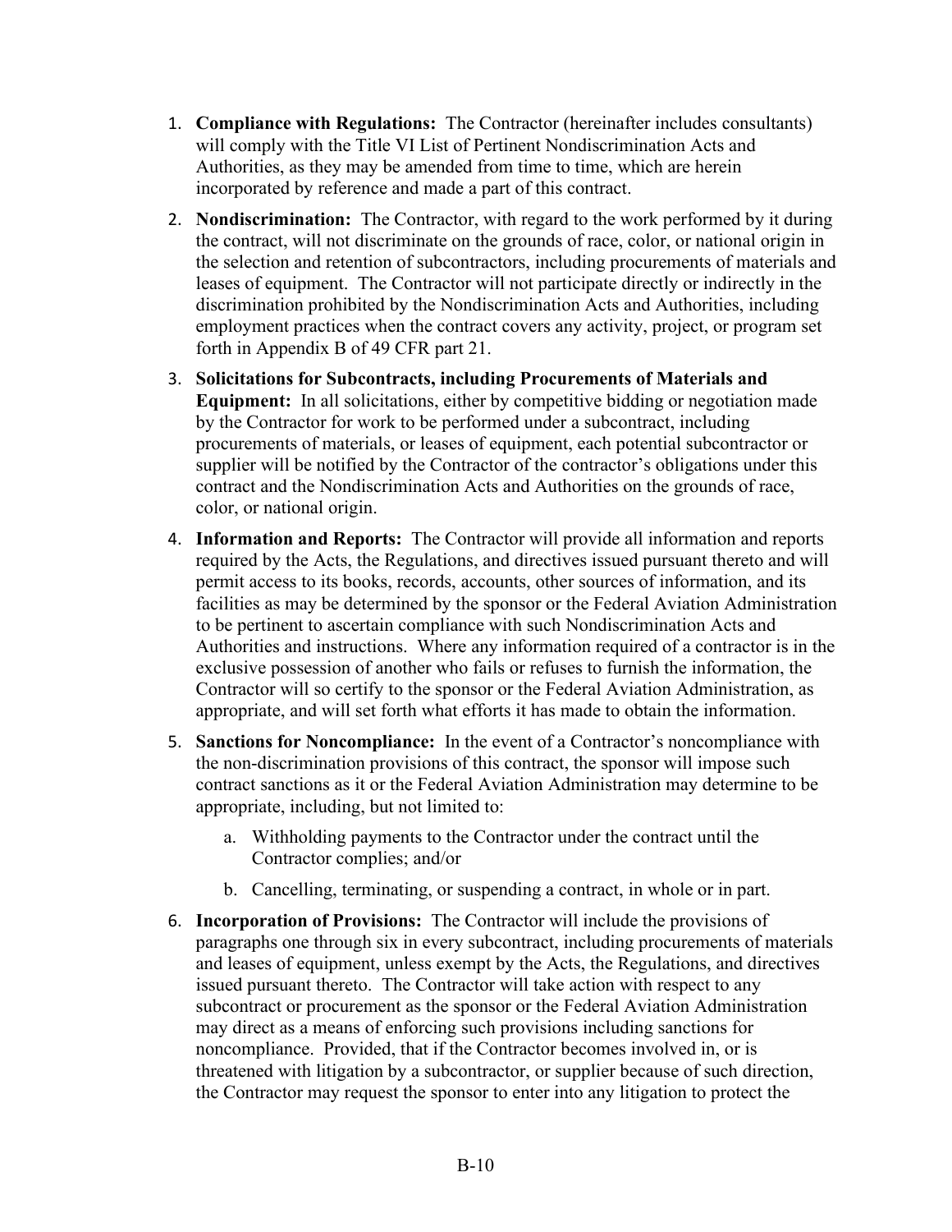1. **Compliance with Regulations:** The Contractor (hereinafter includes consultants) will comply with the Title VI List of Pertinent Nondiscrimination Acts and Authorities, as they may be amended from time to time, which are herein incorporated by reference and made a part of this contract.

2. **Nondiscrimination:** The Contractor, with regard to the work performed by it during the contract, will not discriminate on the grounds of race, color, or national origin in the selection and retention of subcontractors, including procurements of materials and leases of equipment. The Contractor will not participate directly or indirectly in the discrimination prohibited by the Nondiscrimination Acts and Authorities, including employment practices when the contract covers any activity, project, or program set forth in Appendix B of 49 CFR part 21.

3. **Solicitations for Subcontracts, including Procurements of Materials and Equipment:** In all solicitations, either by competitive bidding or negotiation made by the Contractor for work to be performed under a subcontract, including procurements of materials, or leases of equipment, each potential subcontractor or supplier will be notified by the Contractor of the contractor's obligations under this contract and the Nondiscrimination Acts and Authorities on the grounds of race, color, or national origin.

4. **Information and Reports:** The Contractor will provide all information and reports required by the Acts, the Regulations, and directives issued pursuant thereto and will permit access to its books, records, accounts, other sources of information, and its facilities as may be determined by the sponsor or the Federal Aviation Administration to be pertinent to ascertain compliance with such Nondiscrimination Acts and Authorities and instructions. Where any information required of a contractor is in the exclusive possession of another who fails or refuses to furnish the information, the Contractor will so certify to the sponsor or the Federal Aviation Administration, as appropriate, and will set forth what efforts it has made to obtain the information.

5. **Sanctions for Noncompliance:** In the event of a Contractor's noncompliance with the non-discrimination provisions of this contract, the sponsor will impose such contract sanctions as it or the Federal Aviation Administration may determine to be appropriate, including, but not limited to:

   a. Withholding payments to the Contractor under the contract until the Contractor complies; and/or

   b. Cancelling, terminating, or suspending a contract, in whole or in part.

6. **Incorporation of Provisions:** The Contractor will include the provisions of paragraphs one through six in every subcontract, including procurements of materials and leases of equipment, unless exempt by the Acts, the Regulations, and directives issued pursuant thereto. The Contractor will take action with respect to any subcontract or procurement as the sponsor or the Federal Aviation Administration may direct as a means of enforcing such provisions including sanctions for noncompliance. Provided, that if the Contractor becomes involved in, or is threatened with litigation by a subcontractor, or supplier because of such direction, the Contractor may request the sponsor to enter into any litigation to protect the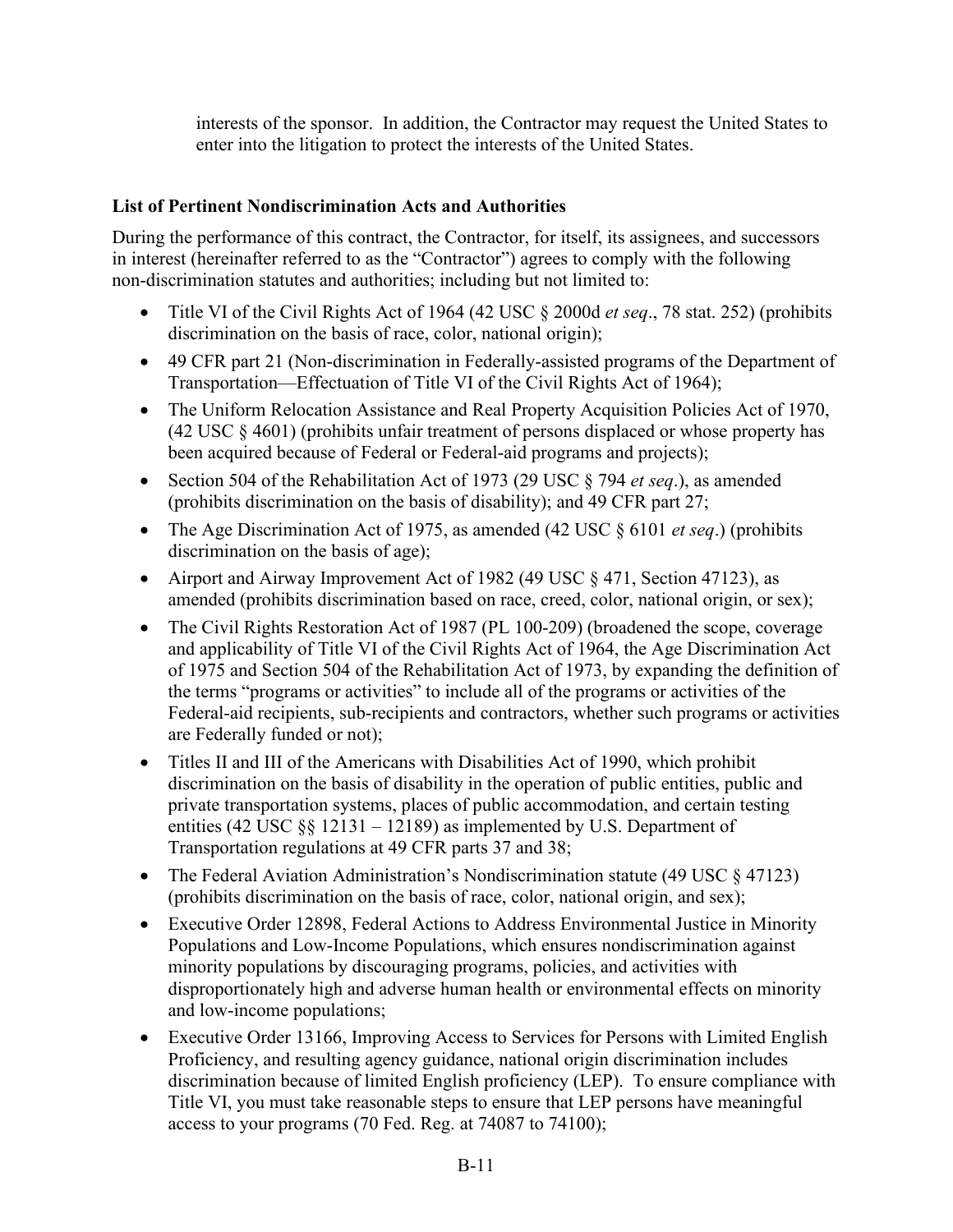interests of the sponsor. In addition, the Contractor may request the United States to enter into the litigation to protect the interests of the United States.

**List of Pertinent Nondiscrimination Acts and Authorities**

During the performance of this contract, the Contractor, for itself, its assignees, and successors in interest (hereinafter referred to as the "Contractor") agrees to comply with the following non-discrimination statutes and authorities; including but not limited to:

- Title VI of the Civil Rights Act of 1964 (42 USC § 2000d *et seq*., 78 stat. 252) (prohibits discrimination on the basis of race, color, national origin);
- 49 CFR part 21 (Non-discrimination in Federally-assisted programs of the Department of Transportation—Effectuation of Title VI of the Civil Rights Act of 1964);
- The Uniform Relocation Assistance and Real Property Acquisition Policies Act of 1970, (42 USC § 4601) (prohibits unfair treatment of persons displaced or whose property has been acquired because of Federal or Federal-aid programs and projects);
- Section 504 of the Rehabilitation Act of 1973 (29 USC § 794 *et seq*.), as amended (prohibits discrimination on the basis of disability); and 49 CFR part 27;
- The Age Discrimination Act of 1975, as amended (42 USC § 6101 *et seq*.) (prohibits discrimination on the basis of age);
- Airport and Airway Improvement Act of 1982 (49 USC § 471, Section 47123), as amended (prohibits discrimination based on race, creed, color, national origin, or sex);
- The Civil Rights Restoration Act of 1987 (PL 100-209) (broadened the scope, coverage and applicability of Title VI of the Civil Rights Act of 1964, the Age Discrimination Act of 1975 and Section 504 of the Rehabilitation Act of 1973, by expanding the definition of the terms "programs or activities" to include all of the programs or activities of the Federal-aid recipients, sub-recipients and contractors, whether such programs or activities are Federally funded or not);
- Titles II and III of the Americans with Disabilities Act of 1990, which prohibit discrimination on the basis of disability in the operation of public entities, public and private transportation systems, places of public accommodation, and certain testing entities (42 USC §§ 12131 – 12189) as implemented by U.S. Department of Transportation regulations at 49 CFR parts 37 and 38;
- The Federal Aviation Administration's Nondiscrimination statute (49 USC § 47123) (prohibits discrimination on the basis of race, color, national origin, and sex);
- Executive Order 12898, Federal Actions to Address Environmental Justice in Minority Populations and Low-Income Populations, which ensures nondiscrimination against minority populations by discouraging programs, policies, and activities with disproportionately high and adverse human health or environmental effects on minority and low-income populations;
- Executive Order 13166, Improving Access to Services for Persons with Limited English Proficiency, and resulting agency guidance, national origin discrimination includes discrimination because of limited English proficiency (LEP). To ensure compliance with Title VI, you must take reasonable steps to ensure that LEP persons have meaningful access to your programs (70 Fed. Reg. at 74087 to 74100);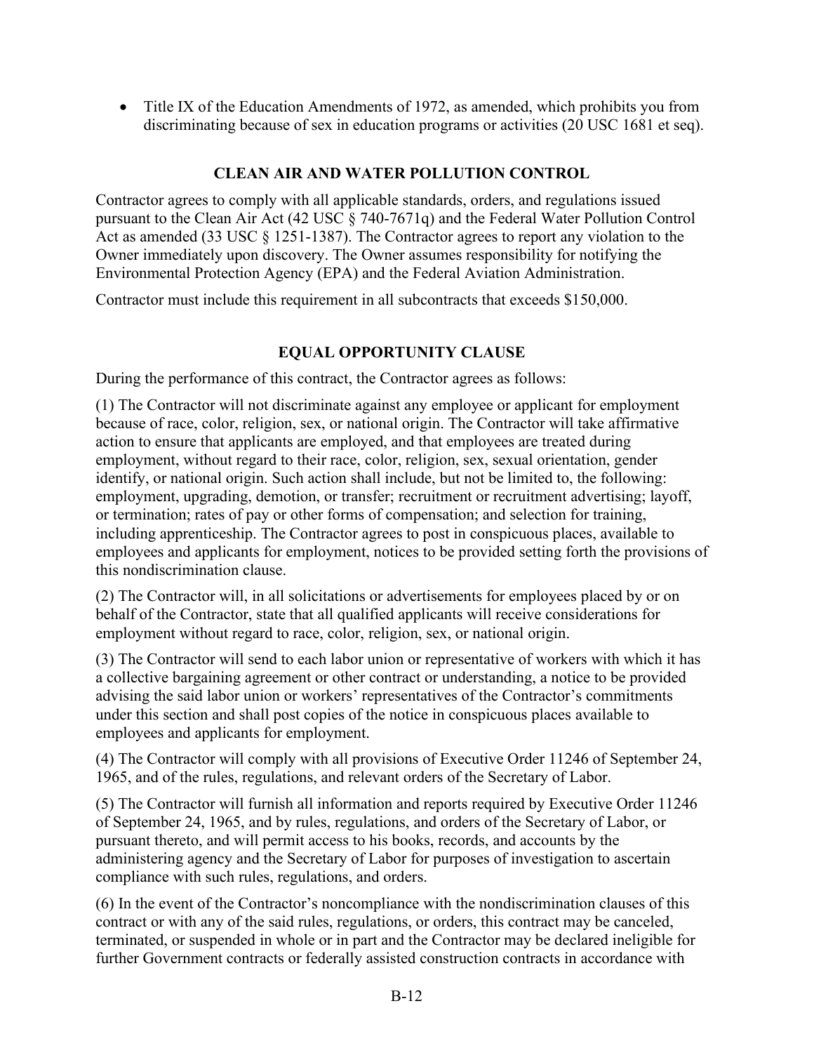- Title IX of the Education Amendments of 1972, as amended, which prohibits you from discriminating because of sex in education programs or activities (20 USC 1681 et seq).

## CLEAN AIR AND WATER POLLUTION CONTROL

Contractor agrees to comply with all applicable standards, orders, and regulations issued pursuant to the Clean Air Act (42 USC § 740-7671q) and the Federal Water Pollution Control Act as amended (33 USC § 1251-1387). The Contractor agrees to report any violation to the Owner immediately upon discovery. The Owner assumes responsibility for notifying the Environmental Protection Agency (EPA) and the Federal Aviation Administration.

Contractor must include this requirement in all subcontracts that exceeds $150,000.

## EQUAL OPPORTUNITY CLAUSE

During the performance of this contract, the Contractor agrees as follows:

(1) The Contractor will not discriminate against any employee or applicant for employment because of race, color, religion, sex, or national origin. The Contractor will take affirmative action to ensure that applicants are employed, and that employees are treated during employment, without regard to their race, color, religion, sex, sexual orientation, gender identify, or national origin. Such action shall include, but not be limited to, the following: employment, upgrading, demotion, or transfer; recruitment or recruitment advertising; layoff, or termination; rates of pay or other forms of compensation; and selection for training, including apprenticeship. The Contractor agrees to post in conspicuous places, available to employees and applicants for employment, notices to be provided setting forth the provisions of this nondiscrimination clause.

(2) The Contractor will, in all solicitations or advertisements for employees placed by or on behalf of the Contractor, state that all qualified applicants will receive considerations for employment without regard to race, color, religion, sex, or national origin.

(3) The Contractor will send to each labor union or representative of workers with which it has a collective bargaining agreement or other contract or understanding, a notice to be provided advising the said labor union or workers' representatives of the Contractor's commitments under this section and shall post copies of the notice in conspicuous places available to employees and applicants for employment.

(4) The Contractor will comply with all provisions of Executive Order 11246 of September 24, 1965, and of the rules, regulations, and relevant orders of the Secretary of Labor.

(5) The Contractor will furnish all information and reports required by Executive Order 11246 of September 24, 1965, and by rules, regulations, and orders of the Secretary of Labor, or pursuant thereto, and will permit access to his books, records, and accounts by the administering agency and the Secretary of Labor for purposes of investigation to ascertain compliance with such rules, regulations, and orders.

(6) In the event of the Contractor's noncompliance with the nondiscrimination clauses of this contract or with any of the said rules, regulations, or orders, this contract may be canceled, terminated, or suspended in whole or in part and the Contractor may be declared ineligible for further Government contracts or federally assisted construction contracts in accordance with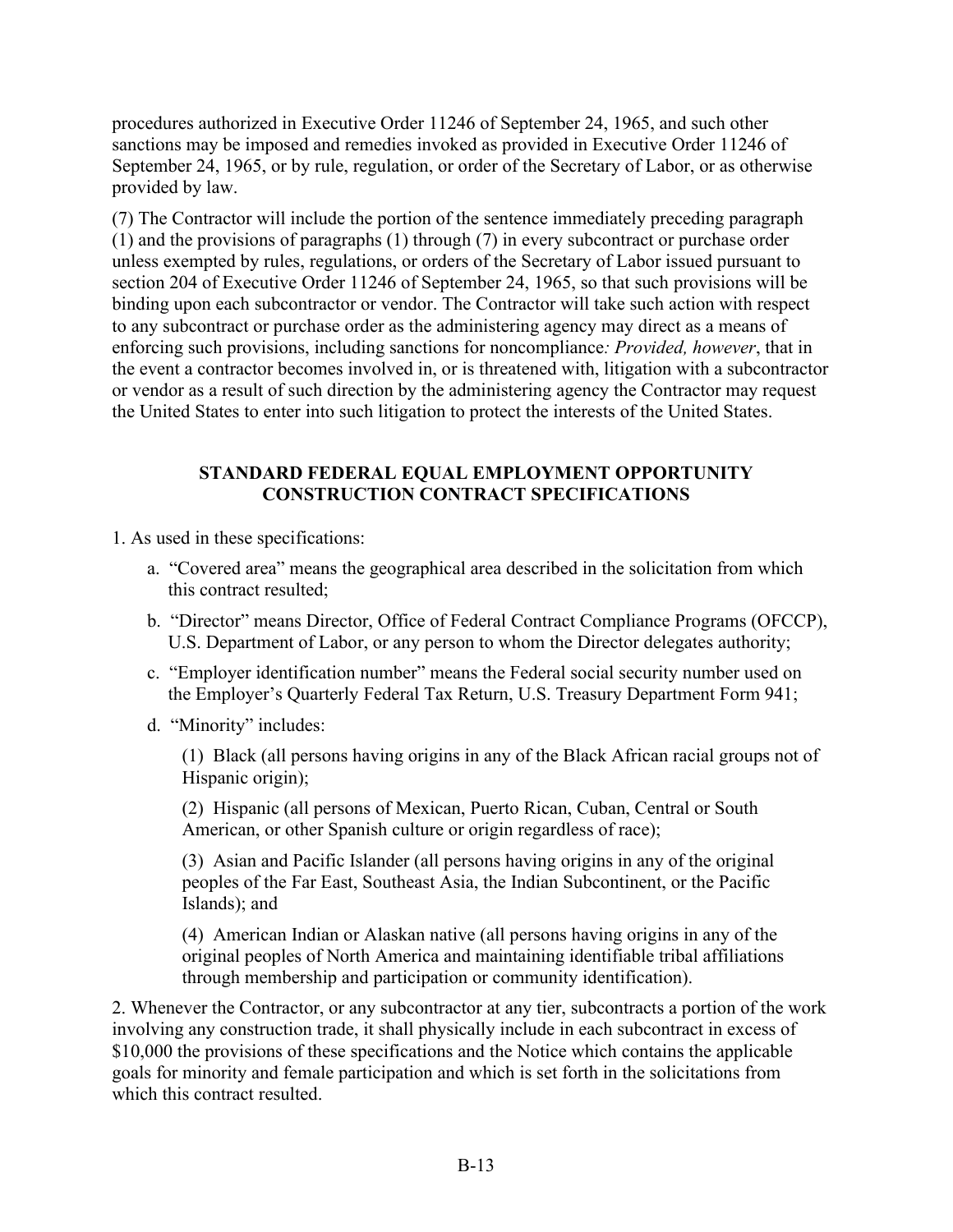procedures authorized in Executive Order 11246 of September 24, 1965, and such other sanctions may be imposed and remedies invoked as provided in Executive Order 11246 of September 24, 1965, or by rule, regulation, or order of the Secretary of Labor, or as otherwise provided by law.

(7) The Contractor will include the portion of the sentence immediately preceding paragraph (1) and the provisions of paragraphs (1) through (7) in every subcontract or purchase order unless exempted by rules, regulations, or orders of the Secretary of Labor issued pursuant to section 204 of Executive Order 11246 of September 24, 1965, so that such provisions will be binding upon each subcontractor or vendor. The Contractor will take such action with respect to any subcontract or purchase order as the administering agency may direct as a means of enforcing such provisions, including sanctions for noncompliance*: Provided, however*, that in the event a contractor becomes involved in, or is threatened with, litigation with a subcontractor or vendor as a result of such direction by the administering agency the Contractor may request the United States to enter into such litigation to protect the interests of the United States.

## STANDARD FEDERAL EQUAL EMPLOYMENT OPPORTUNITY CONSTRUCTION CONTRACT SPECIFICATIONS

1. As used in these specifications:

   a. "Covered area" means the geographical area described in the solicitation from which this contract resulted;

   b. "Director" means Director, Office of Federal Contract Compliance Programs (OFCCP), U.S. Department of Labor, or any person to whom the Director delegates authority;

   c. "Employer identification number" means the Federal social security number used on the Employer's Quarterly Federal Tax Return, U.S. Treasury Department Form 941;

   d. "Minority" includes:

      (1) Black (all persons having origins in any of the Black African racial groups not of Hispanic origin);

      (2) Hispanic (all persons of Mexican, Puerto Rican, Cuban, Central or South American, or other Spanish culture or origin regardless of race);

      (3) Asian and Pacific Islander (all persons having origins in any of the original peoples of the Far East, Southeast Asia, the Indian Subcontinent, or the Pacific Islands); and

      (4) American Indian or Alaskan native (all persons having origins in any of the original peoples of North America and maintaining identifiable tribal affiliations through membership and participation or community identification).

2. Whenever the Contractor, or any subcontractor at any tier, subcontracts a portion of the work involving any construction trade, it shall physically include in each subcontract in excess of $10,000 the provisions of these specifications and the Notice which contains the applicable goals for minority and female participation and which is set forth in the solicitations from which this contract resulted.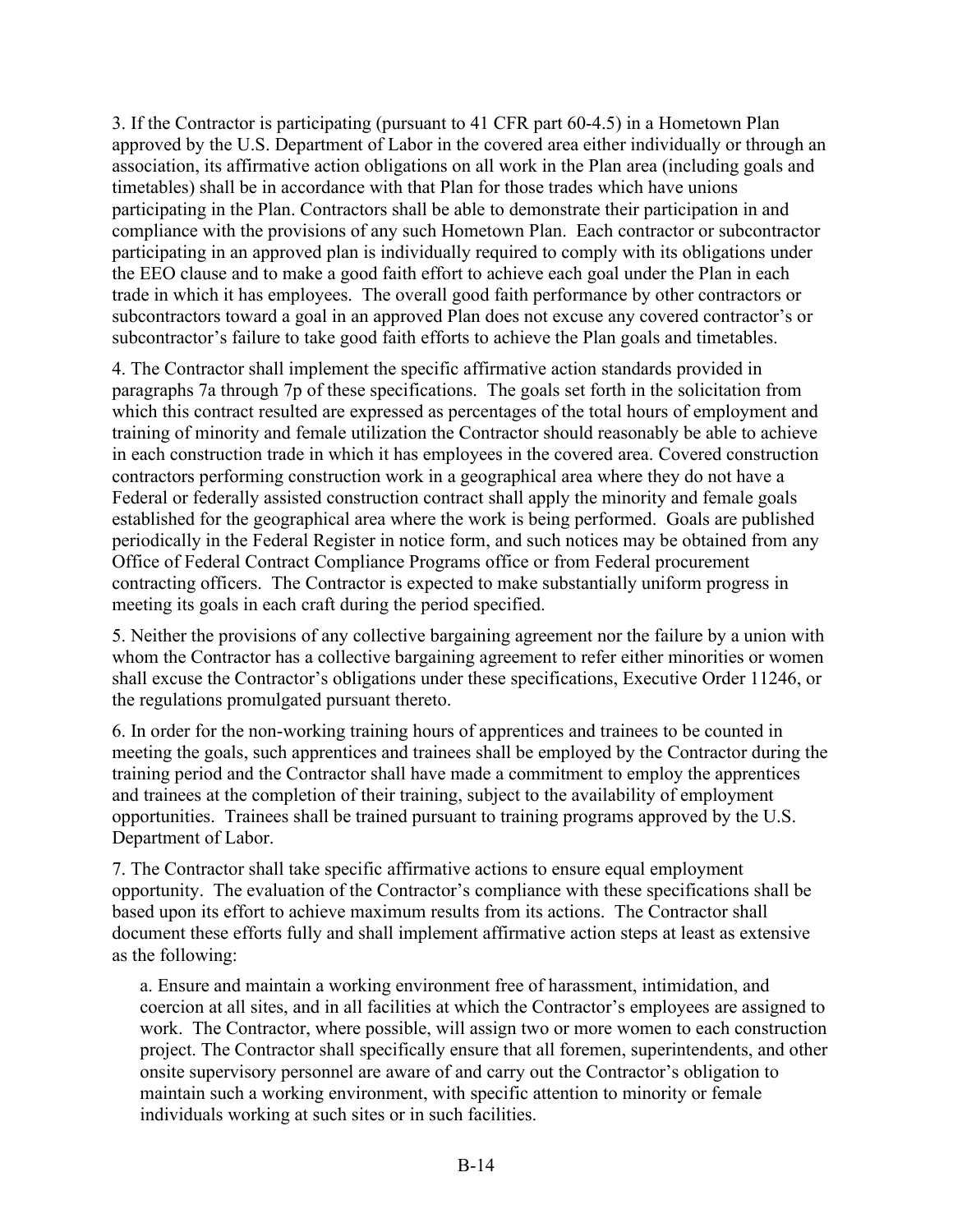3. If the Contractor is participating (pursuant to 41 CFR part 60-4.5) in a Hometown Plan approved by the U.S. Department of Labor in the covered area either individually or through an association, its affirmative action obligations on all work in the Plan area (including goals and timetables) shall be in accordance with that Plan for those trades which have unions participating in the Plan. Contractors shall be able to demonstrate their participation in and compliance with the provisions of any such Hometown Plan. Each contractor or subcontractor participating in an approved plan is individually required to comply with its obligations under the EEO clause and to make a good faith effort to achieve each goal under the Plan in each trade in which it has employees. The overall good faith performance by other contractors or subcontractors toward a goal in an approved Plan does not excuse any covered contractor's or subcontractor's failure to take good faith efforts to achieve the Plan goals and timetables.

4. The Contractor shall implement the specific affirmative action standards provided in paragraphs 7a through 7p of these specifications. The goals set forth in the solicitation from which this contract resulted are expressed as percentages of the total hours of employment and training of minority and female utilization the Contractor should reasonably be able to achieve in each construction trade in which it has employees in the covered area. Covered construction contractors performing construction work in a geographical area where they do not have a Federal or federally assisted construction contract shall apply the minority and female goals established for the geographical area where the work is being performed. Goals are published periodically in the Federal Register in notice form, and such notices may be obtained from any Office of Federal Contract Compliance Programs office or from Federal procurement contracting officers. The Contractor is expected to make substantially uniform progress in meeting its goals in each craft during the period specified.

5. Neither the provisions of any collective bargaining agreement nor the failure by a union with whom the Contractor has a collective bargaining agreement to refer either minorities or women shall excuse the Contractor's obligations under these specifications, Executive Order 11246, or the regulations promulgated pursuant thereto.

6. In order for the non-working training hours of apprentices and trainees to be counted in meeting the goals, such apprentices and trainees shall be employed by the Contractor during the training period and the Contractor shall have made a commitment to employ the apprentices and trainees at the completion of their training, subject to the availability of employment opportunities. Trainees shall be trained pursuant to training programs approved by the U.S. Department of Labor.

7. The Contractor shall take specific affirmative actions to ensure equal employment opportunity. The evaluation of the Contractor's compliance with these specifications shall be based upon its effort to achieve maximum results from its actions. The Contractor shall document these efforts fully and shall implement affirmative action steps at least as extensive as the following:

a. Ensure and maintain a working environment free of harassment, intimidation, and coercion at all sites, and in all facilities at which the Contractor's employees are assigned to work. The Contractor, where possible, will assign two or more women to each construction project. The Contractor shall specifically ensure that all foremen, superintendents, and other onsite supervisory personnel are aware of and carry out the Contractor's obligation to maintain such a working environment, with specific attention to minority or female individuals working at such sites or in such facilities.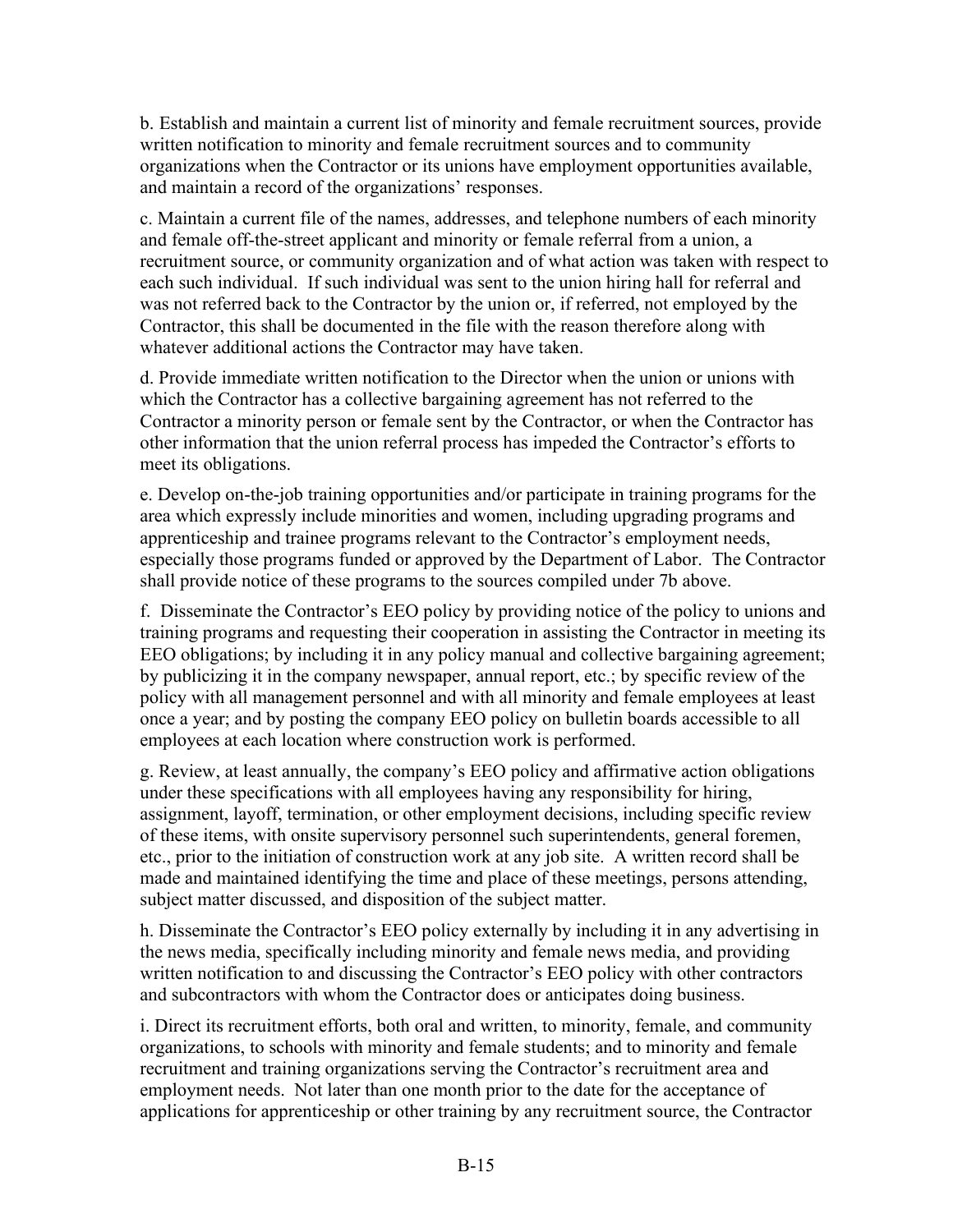b. Establish and maintain a current list of minority and female recruitment sources, provide written notification to minority and female recruitment sources and to community organizations when the Contractor or its unions have employment opportunities available, and maintain a record of the organizations' responses.

c. Maintain a current file of the names, addresses, and telephone numbers of each minority and female off-the-street applicant and minority or female referral from a union, a recruitment source, or community organization and of what action was taken with respect to each such individual. If such individual was sent to the union hiring hall for referral and was not referred back to the Contractor by the union or, if referred, not employed by the Contractor, this shall be documented in the file with the reason therefore along with whatever additional actions the Contractor may have taken.

d. Provide immediate written notification to the Director when the union or unions with which the Contractor has a collective bargaining agreement has not referred to the Contractor a minority person or female sent by the Contractor, or when the Contractor has other information that the union referral process has impeded the Contractor's efforts to meet its obligations.

e. Develop on-the-job training opportunities and/or participate in training programs for the area which expressly include minorities and women, including upgrading programs and apprenticeship and trainee programs relevant to the Contractor's employment needs, especially those programs funded or approved by the Department of Labor. The Contractor shall provide notice of these programs to the sources compiled under 7b above.

f. Disseminate the Contractor's EEO policy by providing notice of the policy to unions and training programs and requesting their cooperation in assisting the Contractor in meeting its EEO obligations; by including it in any policy manual and collective bargaining agreement; by publicizing it in the company newspaper, annual report, etc.; by specific review of the policy with all management personnel and with all minority and female employees at least once a year; and by posting the company EEO policy on bulletin boards accessible to all employees at each location where construction work is performed.

g. Review, at least annually, the company's EEO policy and affirmative action obligations under these specifications with all employees having any responsibility for hiring, assignment, layoff, termination, or other employment decisions, including specific review of these items, with onsite supervisory personnel such superintendents, general foremen, etc., prior to the initiation of construction work at any job site. A written record shall be made and maintained identifying the time and place of these meetings, persons attending, subject matter discussed, and disposition of the subject matter.

h. Disseminate the Contractor's EEO policy externally by including it in any advertising in the news media, specifically including minority and female news media, and providing written notification to and discussing the Contractor's EEO policy with other contractors and subcontractors with whom the Contractor does or anticipates doing business.

i. Direct its recruitment efforts, both oral and written, to minority, female, and community organizations, to schools with minority and female students; and to minority and female recruitment and training organizations serving the Contractor's recruitment area and employment needs. Not later than one month prior to the date for the acceptance of applications for apprenticeship or other training by any recruitment source, the Contractor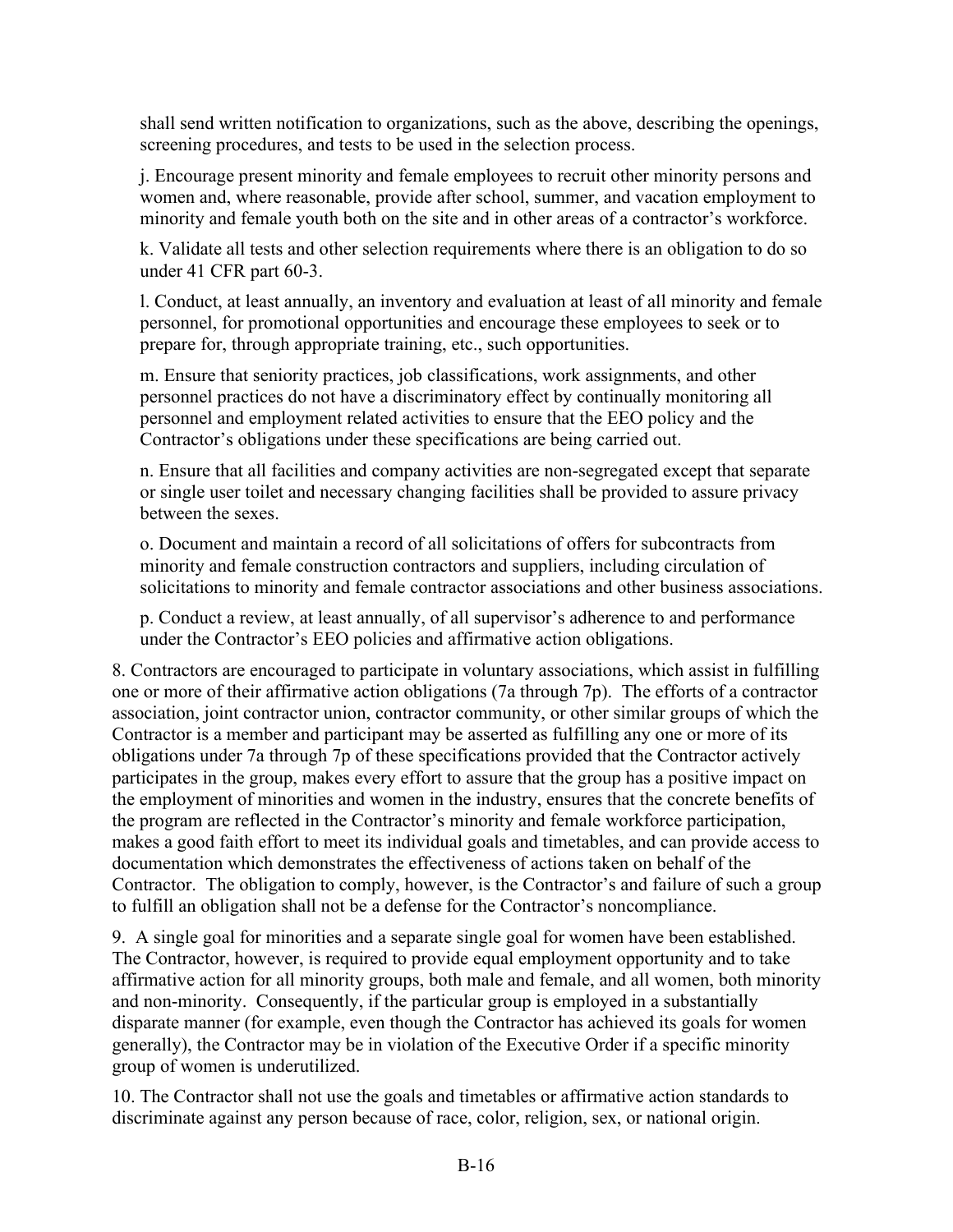shall send written notification to organizations, such as the above, describing the openings, screening procedures, and tests to be used in the selection process.

j. Encourage present minority and female employees to recruit other minority persons and women and, where reasonable, provide after school, summer, and vacation employment to minority and female youth both on the site and in other areas of a contractor's workforce.

k. Validate all tests and other selection requirements where there is an obligation to do so under 41 CFR part 60-3.

l. Conduct, at least annually, an inventory and evaluation at least of all minority and female personnel, for promotional opportunities and encourage these employees to seek or to prepare for, through appropriate training, etc., such opportunities.

m. Ensure that seniority practices, job classifications, work assignments, and other personnel practices do not have a discriminatory effect by continually monitoring all personnel and employment related activities to ensure that the EEO policy and the Contractor's obligations under these specifications are being carried out.

n. Ensure that all facilities and company activities are non-segregated except that separate or single user toilet and necessary changing facilities shall be provided to assure privacy between the sexes.

o. Document and maintain a record of all solicitations of offers for subcontracts from minority and female construction contractors and suppliers, including circulation of solicitations to minority and female contractor associations and other business associations.

p. Conduct a review, at least annually, of all supervisor's adherence to and performance under the Contractor's EEO policies and affirmative action obligations.

8. Contractors are encouraged to participate in voluntary associations, which assist in fulfilling one or more of their affirmative action obligations (7a through 7p). The efforts of a contractor association, joint contractor union, contractor community, or other similar groups of which the Contractor is a member and participant may be asserted as fulfilling any one or more of its obligations under 7a through 7p of these specifications provided that the Contractor actively participates in the group, makes every effort to assure that the group has a positive impact on the employment of minorities and women in the industry, ensures that the concrete benefits of the program are reflected in the Contractor's minority and female workforce participation, makes a good faith effort to meet its individual goals and timetables, and can provide access to documentation which demonstrates the effectiveness of actions taken on behalf of the Contractor. The obligation to comply, however, is the Contractor's and failure of such a group to fulfill an obligation shall not be a defense for the Contractor's noncompliance.

9. A single goal for minorities and a separate single goal for women have been established. The Contractor, however, is required to provide equal employment opportunity and to take affirmative action for all minority groups, both male and female, and all women, both minority and non-minority. Consequently, if the particular group is employed in a substantially disparate manner (for example, even though the Contractor has achieved its goals for women generally), the Contractor may be in violation of the Executive Order if a specific minority group of women is underutilized.

10. The Contractor shall not use the goals and timetables or affirmative action standards to discriminate against any person because of race, color, religion, sex, or national origin.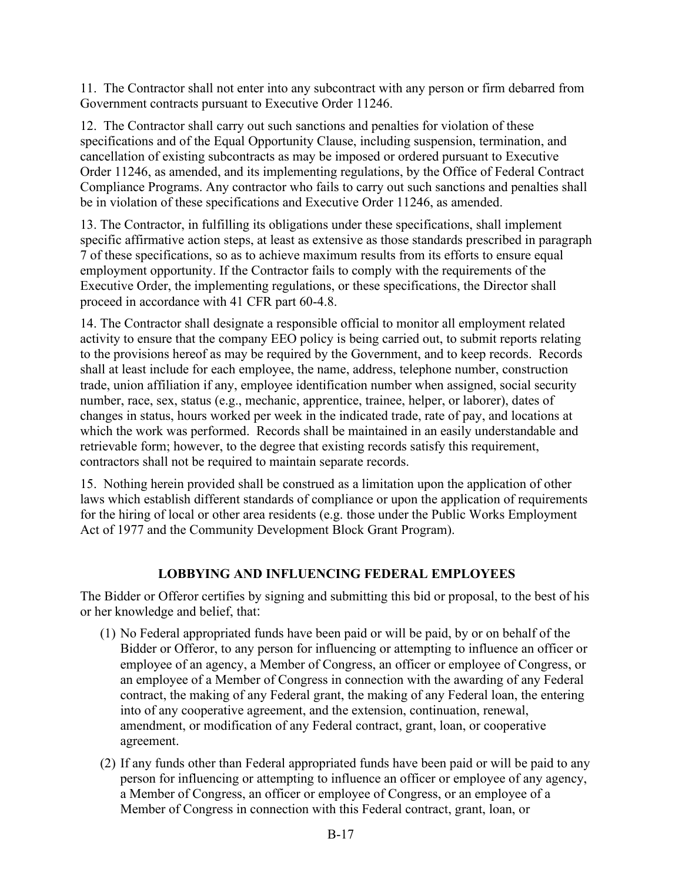11. The Contractor shall not enter into any subcontract with any person or firm debarred from Government contracts pursuant to Executive Order 11246.

12. The Contractor shall carry out such sanctions and penalties for violation of these specifications and of the Equal Opportunity Clause, including suspension, termination, and cancellation of existing subcontracts as may be imposed or ordered pursuant to Executive Order 11246, as amended, and its implementing regulations, by the Office of Federal Contract Compliance Programs. Any contractor who fails to carry out such sanctions and penalties shall be in violation of these specifications and Executive Order 11246, as amended.

13. The Contractor, in fulfilling its obligations under these specifications, shall implement specific affirmative action steps, at least as extensive as those standards prescribed in paragraph 7 of these specifications, so as to achieve maximum results from its efforts to ensure equal employment opportunity. If the Contractor fails to comply with the requirements of the Executive Order, the implementing regulations, or these specifications, the Director shall proceed in accordance with 41 CFR part 60-4.8.

14. The Contractor shall designate a responsible official to monitor all employment related activity to ensure that the company EEO policy is being carried out, to submit reports relating to the provisions hereof as may be required by the Government, and to keep records. Records shall at least include for each employee, the name, address, telephone number, construction trade, union affiliation if any, employee identification number when assigned, social security number, race, sex, status (e.g., mechanic, apprentice, trainee, helper, or laborer), dates of changes in status, hours worked per week in the indicated trade, rate of pay, and locations at which the work was performed. Records shall be maintained in an easily understandable and retrievable form; however, to the degree that existing records satisfy this requirement, contractors shall not be required to maintain separate records.

15. Nothing herein provided shall be construed as a limitation upon the application of other laws which establish different standards of compliance or upon the application of requirements for the hiring of local or other area residents (e.g. those under the Public Works Employment Act of 1977 and the Community Development Block Grant Program).

## LOBBYING AND INFLUENCING FEDERAL EMPLOYEES

The Bidder or Offeror certifies by signing and submitting this bid or proposal, to the best of his or her knowledge and belief, that:

(1) No Federal appropriated funds have been paid or will be paid, by or on behalf of the Bidder or Offeror, to any person for influencing or attempting to influence an officer or employee of an agency, a Member of Congress, an officer or employee of Congress, or an employee of a Member of Congress in connection with the awarding of any Federal contract, the making of any Federal grant, the making of any Federal loan, the entering into of any cooperative agreement, and the extension, continuation, renewal, amendment, or modification of any Federal contract, grant, loan, or cooperative agreement.

(2) If any funds other than Federal appropriated funds have been paid or will be paid to any person for influencing or attempting to influence an officer or employee of any agency, a Member of Congress, an officer or employee of Congress, or an employee of a Member of Congress in connection with this Federal contract, grant, loan, or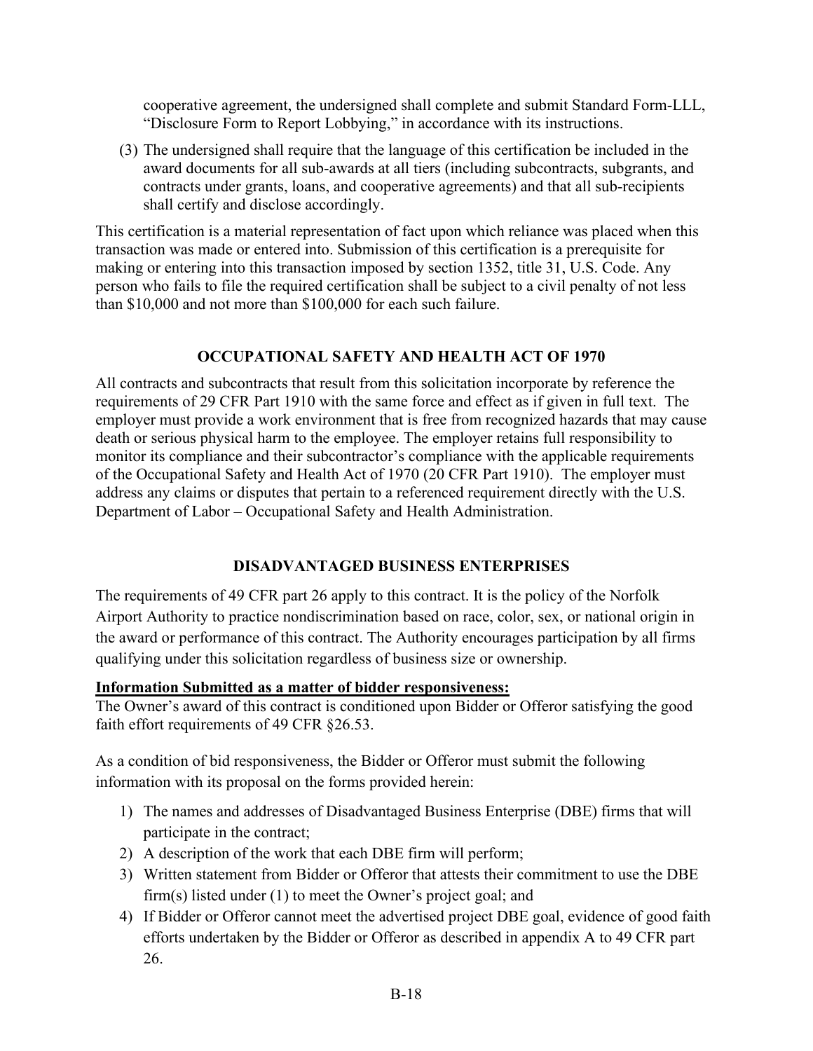cooperative agreement, the undersigned shall complete and submit Standard Form-LLL, "Disclosure Form to Report Lobbying," in accordance with its instructions.

(3) The undersigned shall require that the language of this certification be included in the award documents for all sub-awards at all tiers (including subcontracts, subgrants, and contracts under grants, loans, and cooperative agreements) and that all sub-recipients shall certify and disclose accordingly.

This certification is a material representation of fact upon which reliance was placed when this transaction was made or entered into. Submission of this certification is a prerequisite for making or entering into this transaction imposed by section 1352, title 31, U.S. Code. Any person who fails to file the required certification shall be subject to a civil penalty of not less than $10,000 and not more than $100,000 for each such failure.

## OCCUPATIONAL SAFETY AND HEALTH ACT OF 1970

All contracts and subcontracts that result from this solicitation incorporate by reference the requirements of 29 CFR Part 1910 with the same force and effect as if given in full text. The employer must provide a work environment that is free from recognized hazards that may cause death or serious physical harm to the employee. The employer retains full responsibility to monitor its compliance and their subcontractor's compliance with the applicable requirements of the Occupational Safety and Health Act of 1970 (20 CFR Part 1910). The employer must address any claims or disputes that pertain to a referenced requirement directly with the U.S. Department of Labor – Occupational Safety and Health Administration.

## DISADVANTAGED BUSINESS ENTERPRISES

The requirements of 49 CFR part 26 apply to this contract. It is the policy of the Norfolk Airport Authority to practice nondiscrimination based on race, color, sex, or national origin in the award or performance of this contract. The Authority encourages participation by all firms qualifying under this solicitation regardless of business size or ownership.

**Information Submitted as a matter of bidder responsiveness:**

The Owner's award of this contract is conditioned upon Bidder or Offeror satisfying the good faith effort requirements of 49 CFR §26.53.

As a condition of bid responsiveness, the Bidder or Offeror must submit the following information with its proposal on the forms provided herein:

1) The names and addresses of Disadvantaged Business Enterprise (DBE) firms that will participate in the contract;
2) A description of the work that each DBE firm will perform;
3) Written statement from Bidder or Offeror that attests their commitment to use the DBE firm(s) listed under (1) to meet the Owner's project goal; and
4) If Bidder or Offeror cannot meet the advertised project DBE goal, evidence of good faith efforts undertaken by the Bidder or Offeror as described in appendix A to 49 CFR part 26.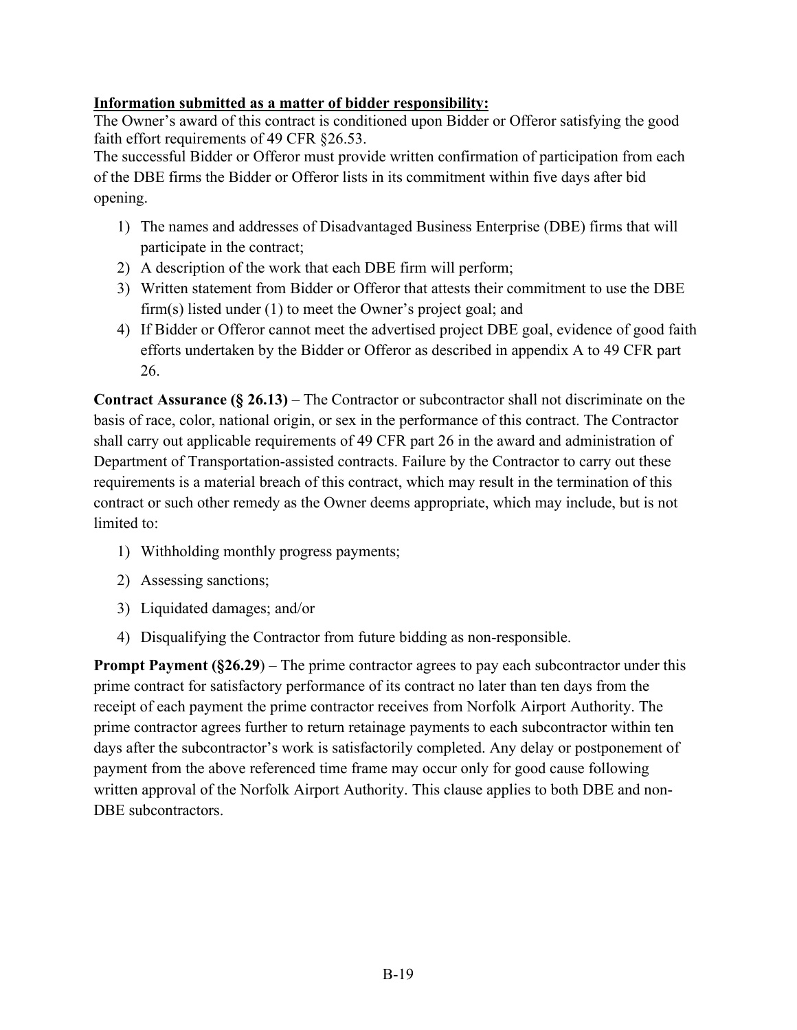**Information submitted as a matter of bidder responsibility:**

The Owner's award of this contract is conditioned upon Bidder or Offeror satisfying the good faith effort requirements of 49 CFR §26.53.

The successful Bidder or Offeror must provide written confirmation of participation from each of the DBE firms the Bidder or Offeror lists in its commitment within five days after bid opening.

1) The names and addresses of Disadvantaged Business Enterprise (DBE) firms that will participate in the contract;
2) A description of the work that each DBE firm will perform;
3) Written statement from Bidder or Offeror that attests their commitment to use the DBE firm(s) listed under (1) to meet the Owner's project goal; and
4) If Bidder or Offeror cannot meet the advertised project DBE goal, evidence of good faith efforts undertaken by the Bidder or Offeror as described in appendix A to 49 CFR part 26.

**Contract Assurance (§ 26.13)** – The Contractor or subcontractor shall not discriminate on the basis of race, color, national origin, or sex in the performance of this contract. The Contractor shall carry out applicable requirements of 49 CFR part 26 in the award and administration of Department of Transportation-assisted contracts. Failure by the Contractor to carry out these requirements is a material breach of this contract, which may result in the termination of this contract or such other remedy as the Owner deems appropriate, which may include, but is not limited to:

1) Withholding monthly progress payments;
2) Assessing sanctions;
3) Liquidated damages; and/or
4) Disqualifying the Contractor from future bidding as non-responsible.

**Prompt Payment (§26.29**) – The prime contractor agrees to pay each subcontractor under this prime contract for satisfactory performance of its contract no later than ten days from the receipt of each payment the prime contractor receives from Norfolk Airport Authority. The prime contractor agrees further to return retainage payments to each subcontractor within ten days after the subcontractor's work is satisfactorily completed. Any delay or postponement of payment from the above referenced time frame may occur only for good cause following written approval of the Norfolk Airport Authority. This clause applies to both DBE and non-DBE subcontractors.